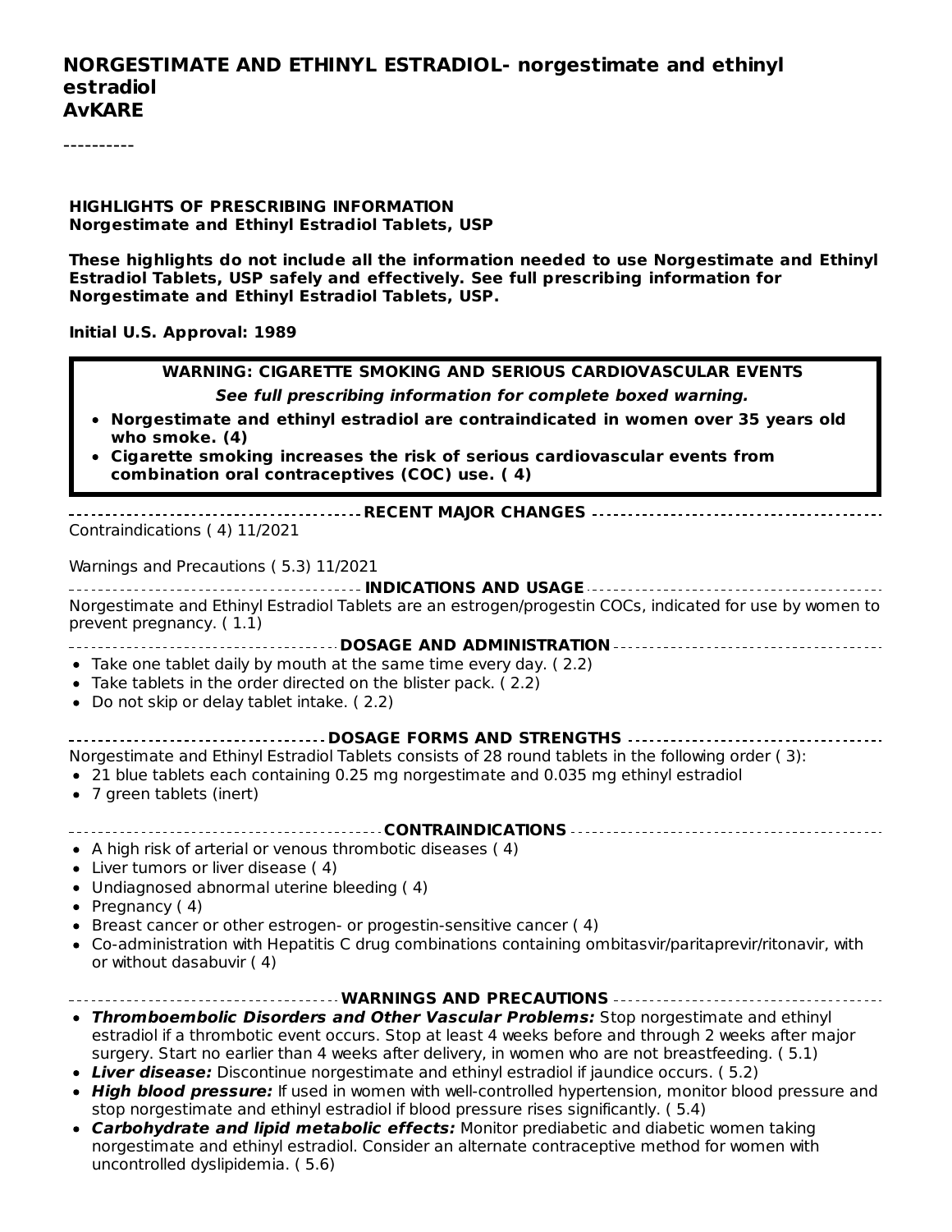# NORGESTIMATE AND ETHINYL ESTRADIOL- norgestimate and ethinyl estradiol
**AvKARE**

----------

**HIGHLIGHTS OF PRESCRIBING INFORMATION**
**Norgestimate and Ethinyl Estradiol Tablets, USP**

**These highlights do not include all the information needed to use Norgestimate and Ethinyl Estradiol Tablets, USP safely and effectively. See full prescribing information for Norgestimate and Ethinyl Estradiol Tablets, USP.**

**Initial U.S. Approval: 1989**

**WARNING: CIGARETTE SMOKING AND SERIOUS CARDIOVASCULAR EVENTS**

***See full prescribing information for complete boxed warning.***

- **Norgestimate and ethinyl estradiol are contraindicated in women over 35 years old who smoke. (4)**
- **Cigarette smoking increases the risk of serious cardiovascular events from combination oral contraceptives (COC) use. ( 4)**

**RECENT MAJOR CHANGES**

Contraindications ( 4) 11/2021

Warnings and Precautions ( 5.3) 11/2021

**INDICATIONS AND USAGE**

Norgestimate and Ethinyl Estradiol Tablets are an estrogen/progestin COCs, indicated for use by women to prevent pregnancy. ( 1.1)

**DOSAGE AND ADMINISTRATION**

- Take one tablet daily by mouth at the same time every day. ( 2.2)
- Take tablets in the order directed on the blister pack. ( 2.2)
- Do not skip or delay tablet intake. ( 2.2)

**DOSAGE FORMS AND STRENGTHS**

Norgestimate and Ethinyl Estradiol Tablets consists of 28 round tablets in the following order ( 3):

- 21 blue tablets each containing 0.25 mg norgestimate and 0.035 mg ethinyl estradiol
- 7 green tablets (inert)

**CONTRAINDICATIONS**

- A high risk of arterial or venous thrombotic diseases ( 4)
- Liver tumors or liver disease ( 4)
- Undiagnosed abnormal uterine bleeding ( 4)
- Pregnancy ( 4)
- Breast cancer or other estrogen- or progestin-sensitive cancer ( 4)
- Co-administration with Hepatitis C drug combinations containing ombitasvir/paritaprevir/ritonavir, with or without dasabuvir ( 4)

**WARNINGS AND PRECAUTIONS**

- ***Thromboembolic Disorders and Other Vascular Problems:*** Stop norgestimate and ethinyl estradiol if a thrombotic event occurs. Stop at least 4 weeks before and through 2 weeks after major surgery. Start no earlier than 4 weeks after delivery, in women who are not breastfeeding. ( 5.1)
- ***Liver disease:*** Discontinue norgestimate and ethinyl estradiol if jaundice occurs. ( 5.2)
- ***High blood pressure:*** If used in women with well-controlled hypertension, monitor blood pressure and stop norgestimate and ethinyl estradiol if blood pressure rises significantly. ( 5.4)
- ***Carbohydrate and lipid metabolic effects:*** Monitor prediabetic and diabetic women taking norgestimate and ethinyl estradiol. Consider an alternate contraceptive method for women with uncontrolled dyslipidemia. ( 5.6)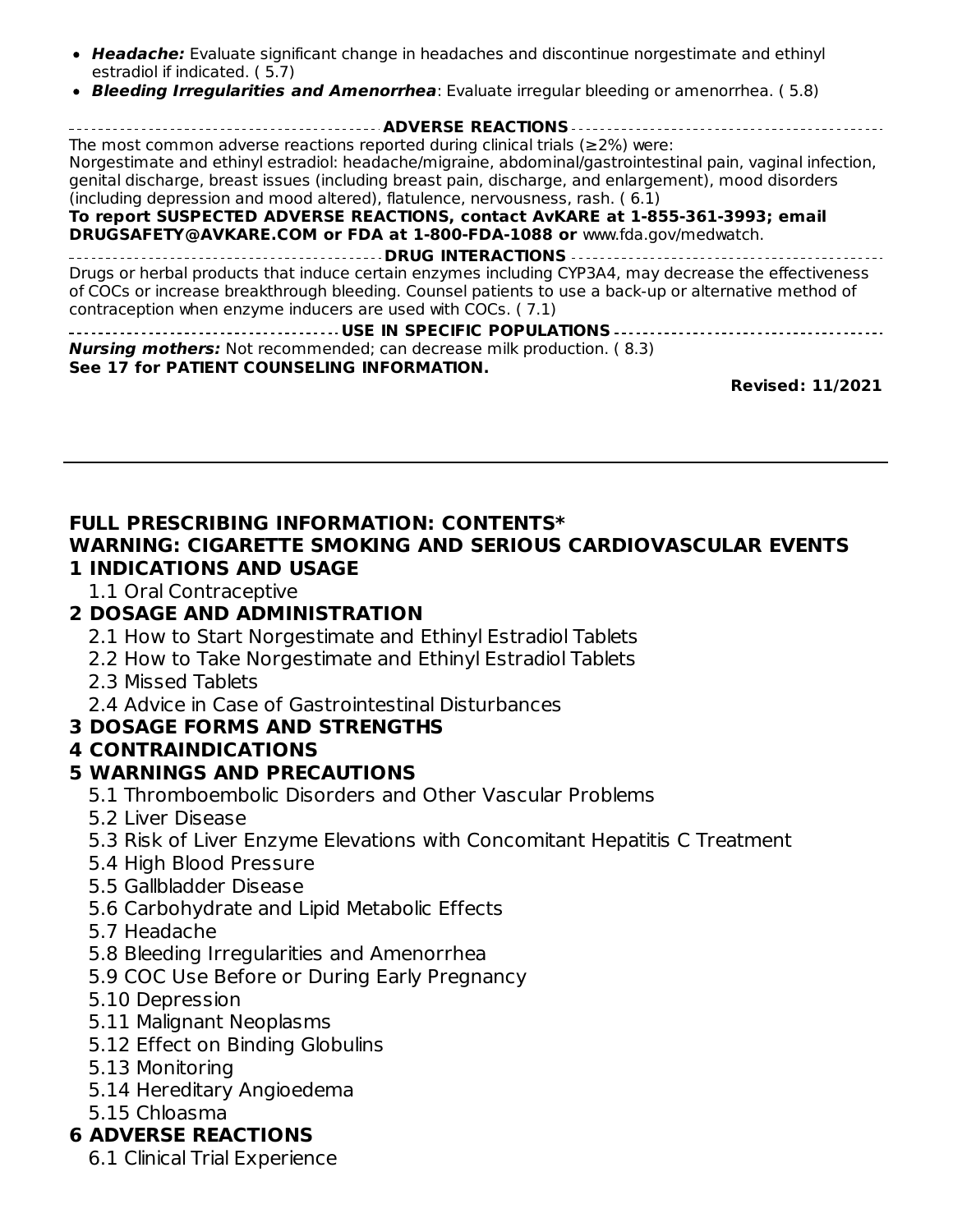- ***Headache:*** Evaluate significant change in headaches and discontinue norgestimate and ethinyl estradiol if indicated. ( 5.7)
- ***Bleeding Irregularities and Amenorrhea***: Evaluate irregular bleeding or amenorrhea. ( 5.8)

**ADVERSE REACTIONS**

The most common adverse reactions reported during clinical trials (≥2%) were:
Norgestimate and ethinyl estradiol: headache/migraine, abdominal/gastrointestinal pain, vaginal infection, genital discharge, breast issues (including breast pain, discharge, and enlargement), mood disorders (including depression and mood altered), flatulence, nervousness, rash. ( 6.1)

**To report SUSPECTED ADVERSE REACTIONS, contact AvKARE at 1-855-361-3993; email DRUGSAFETY@AVKARE.COM or FDA at 1-800-FDA-1088 or** www.fda.gov/medwatch.

**DRUG INTERACTIONS**

Drugs or herbal products that induce certain enzymes including CYP3A4, may decrease the effectiveness of COCs or increase breakthrough bleeding. Counsel patients to use a back-up or alternative method of contraception when enzyme inducers are used with COCs. ( 7.1)

**USE IN SPECIFIC POPULATIONS**

***Nursing mothers:*** Not recommended; can decrease milk production. ( 8.3)

**See 17 for PATIENT COUNSELING INFORMATION.**

**Revised: 11/2021**

---

## FULL PRESCRIBING INFORMATION: CONTENTS*

## WARNING: CIGARETTE SMOKING AND SERIOUS CARDIOVASCULAR EVENTS

## 1 INDICATIONS AND USAGE

- 1.1 Oral Contraceptive

## 2 DOSAGE AND ADMINISTRATION

- 2.1 How to Start Norgestimate and Ethinyl Estradiol Tablets
- 2.2 How to Take Norgestimate and Ethinyl Estradiol Tablets
- 2.3 Missed Tablets
- 2.4 Advice in Case of Gastrointestinal Disturbances

## 3 DOSAGE FORMS AND STRENGTHS

## 4 CONTRAINDICATIONS

## 5 WARNINGS AND PRECAUTIONS

- 5.1 Thromboembolic Disorders and Other Vascular Problems
- 5.2 Liver Disease
- 5.3 Risk of Liver Enzyme Elevations with Concomitant Hepatitis C Treatment
- 5.4 High Blood Pressure
- 5.5 Gallbladder Disease
- 5.6 Carbohydrate and Lipid Metabolic Effects
- 5.7 Headache
- 5.8 Bleeding Irregularities and Amenorrhea
- 5.9 COC Use Before or During Early Pregnancy
- 5.10 Depression
- 5.11 Malignant Neoplasms
- 5.12 Effect on Binding Globulins
- 5.13 Monitoring
- 5.14 Hereditary Angioedema
- 5.15 Chloasma

## 6 ADVERSE REACTIONS

- 6.1 Clinical Trial Experience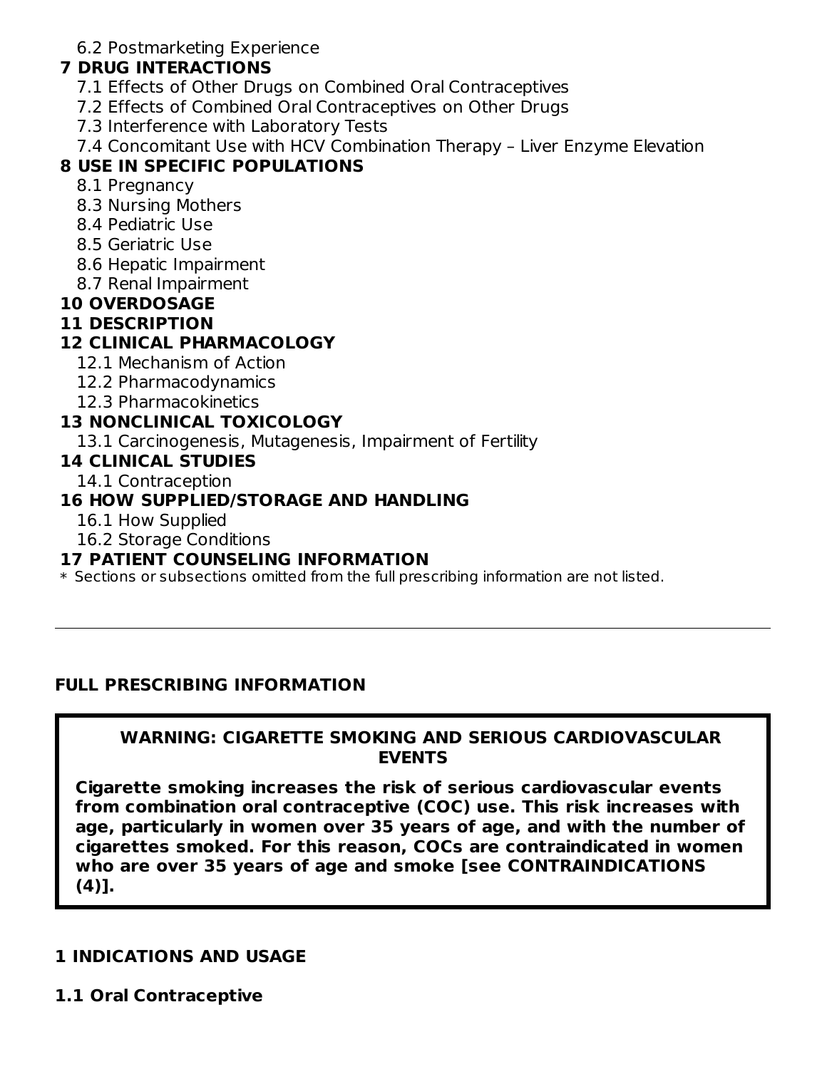6.2 Postmarketing Experience

**7 DRUG INTERACTIONS**

7.1 Effects of Other Drugs on Combined Oral Contraceptives

7.2 Effects of Combined Oral Contraceptives on Other Drugs

7.3 Interference with Laboratory Tests

7.4 Concomitant Use with HCV Combination Therapy – Liver Enzyme Elevation

**8 USE IN SPECIFIC POPULATIONS**

8.1 Pregnancy

8.3 Nursing Mothers

8.4 Pediatric Use

8.5 Geriatric Use

8.6 Hepatic Impairment

8.7 Renal Impairment

**10 OVERDOSAGE**

**11 DESCRIPTION**

**12 CLINICAL PHARMACOLOGY**

12.1 Mechanism of Action

12.2 Pharmacodynamics

12.3 Pharmacokinetics

**13 NONCLINICAL TOXICOLOGY**

13.1 Carcinogenesis, Mutagenesis, Impairment of Fertility

**14 CLINICAL STUDIES**

14.1 Contraception

**16 HOW SUPPLIED/STORAGE AND HANDLING**

16.1 How Supplied

16.2 Storage Conditions

**17 PATIENT COUNSELING INFORMATION**

\* Sections or subsections omitted from the full prescribing information are not listed.

---

## FULL PRESCRIBING INFORMATION

**WARNING: CIGARETTE SMOKING AND SERIOUS CARDIOVASCULAR EVENTS**

**Cigarette smoking increases the risk of serious cardiovascular events from combination oral contraceptive (COC) use. This risk increases with age, particularly in women over 35 years of age, and with the number of cigarettes smoked. For this reason, COCs are contraindicated in women who are over 35 years of age and smoke [see CONTRAINDICATIONS (4)].**

## 1 INDICATIONS AND USAGE

### 1.1 Oral Contraceptive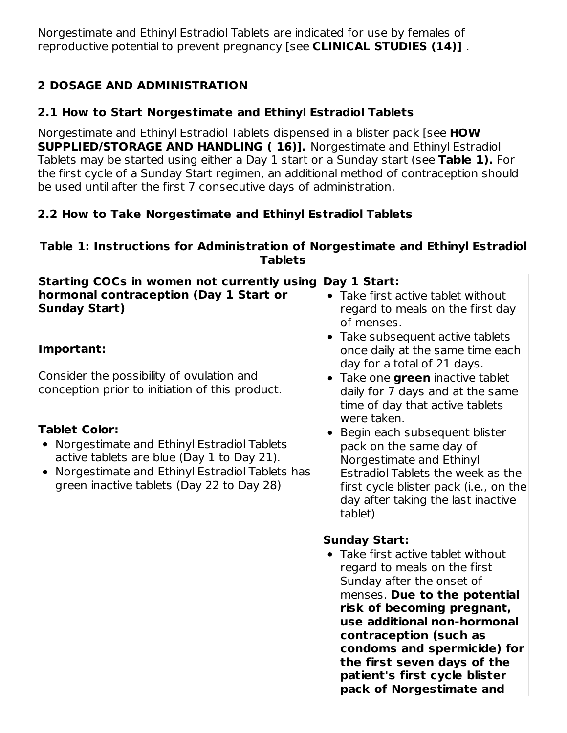Norgestimate and Ethinyl Estradiol Tablets are indicated for use by females of reproductive potential to prevent pregnancy [see **CLINICAL STUDIES (14)]** .

## 2 DOSAGE AND ADMINISTRATION

### 2.1 How to Start Norgestimate and Ethinyl Estradiol Tablets

Norgestimate and Ethinyl Estradiol Tablets dispensed in a blister pack [see **HOW SUPPLIED/STORAGE AND HANDLING ( 16)].** Norgestimate and Ethinyl Estradiol Tablets may be started using either a Day 1 start or a Sunday start (see **Table 1).** For the first cycle of a Sunday Start regimen, an additional method of contraception should be used until after the first 7 consecutive days of administration.

### 2.2 How to Take Norgestimate and Ethinyl Estradiol Tablets

**Table 1: Instructions for Administration of Norgestimate and Ethinyl Estradiol Tablets**

| | |
|---|---|
| **Starting COCs in women not currently using hormonal contraception (Day 1 Start or Sunday Start)**<br><br>**Important:**<br><br>Consider the possibility of ovulation and conception prior to initiation of this product.<br><br>**Tablet Color:**<br>• Norgestimate and Ethinyl Estradiol Tablets active tablets are blue (Day 1 to Day 21).<br>• Norgestimate and Ethinyl Estradiol Tablets has green inactive tablets (Day 22 to Day 28) | **Day 1 Start:**<br>• Take first active tablet without regard to meals on the first day of menses.<br>• Take subsequent active tablets once daily at the same time each day for a total of 21 days.<br>• Take one **green** inactive tablet daily for 7 days and at the same time of day that active tablets were taken.<br>• Begin each subsequent blister pack on the same day of Norgestimate and Ethinyl Estradiol Tablets the week as the first cycle blister pack (i.e., on the day after taking the last inactive tablet) |
| | **Sunday Start:**<br>• Take first active tablet without regard to meals on the first Sunday after the onset of menses. **Due to the potential risk of becoming pregnant, use additional non-hormonal contraception (such as condoms and spermicide) for the first seven days of the patient's first cycle blister pack of Norgestimate and** |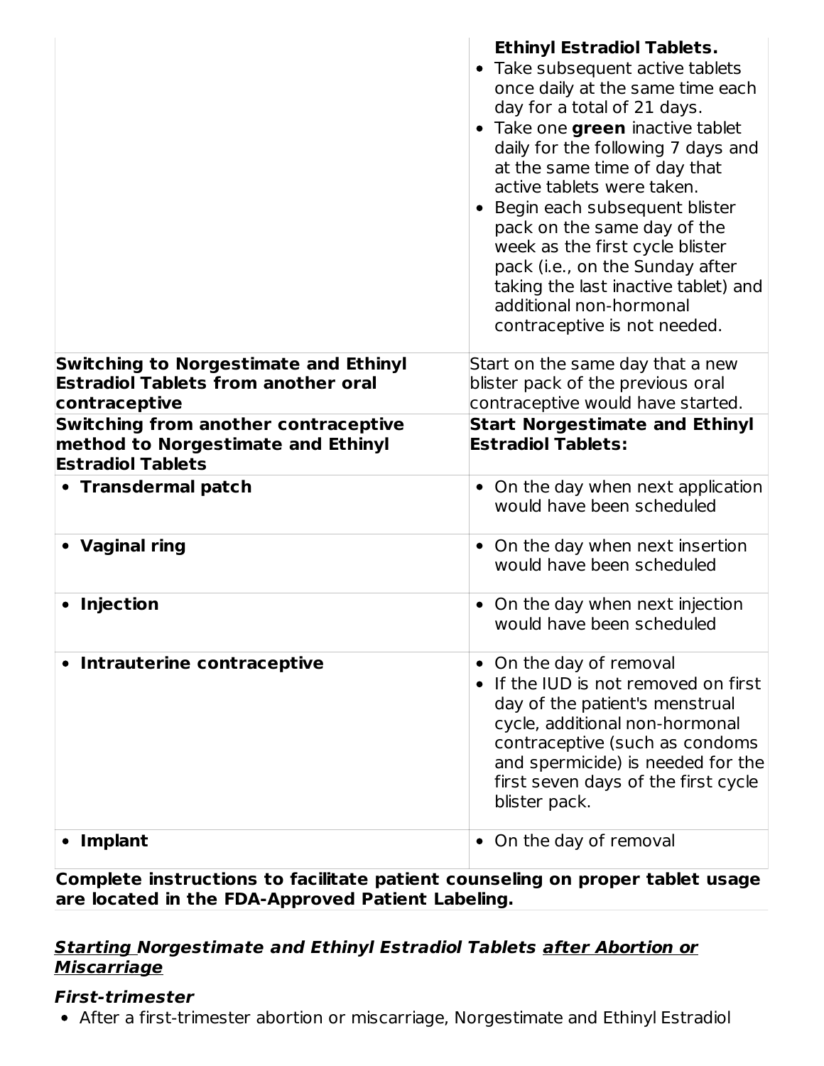| | **Ethinyl Estradiol Tablets.**<br>• Take subsequent active tablets once daily at the same time each day for a total of 21 days.<br>• Take one **green** inactive tablet daily for the following 7 days and at the same time of day that active tablets were taken.<br>• Begin each subsequent blister pack on the same day of the week as the first cycle blister pack (i.e., on the Sunday after taking the last inactive tablet) and additional non-hormonal contraceptive is not needed. |
|---|---|
| **Switching to Norgestimate and Ethinyl Estradiol Tablets from another oral contraceptive** | Start on the same day that a new blister pack of the previous oral contraceptive would have started. |
| **Switching from another contraceptive method to Norgestimate and Ethinyl Estradiol Tablets** | **Start Norgestimate and Ethinyl Estradiol Tablets:** |
| • **Transdermal patch** | • On the day when next application would have been scheduled |
| • **Vaginal ring** | • On the day when next insertion would have been scheduled |
| • **Injection** | • On the day when next injection would have been scheduled |
| • **Intrauterine contraceptive** | • On the day of removal<br>• If the IUD is not removed on first day of the patient's menstrual cycle, additional non-hormonal contraceptive (such as condoms and spermicide) is needed for the first seven days of the first cycle blister pack. |
| • **Implant** | • On the day of removal |

**Complete instructions to facilitate patient counseling on proper tablet usage are located in the FDA-Approved Patient Labeling.**

***Starting Norgestimate and Ethinyl Estradiol Tablets after Abortion or Miscarriage***

***First-trimester***

- After a first-trimester abortion or miscarriage, Norgestimate and Ethinyl Estradiol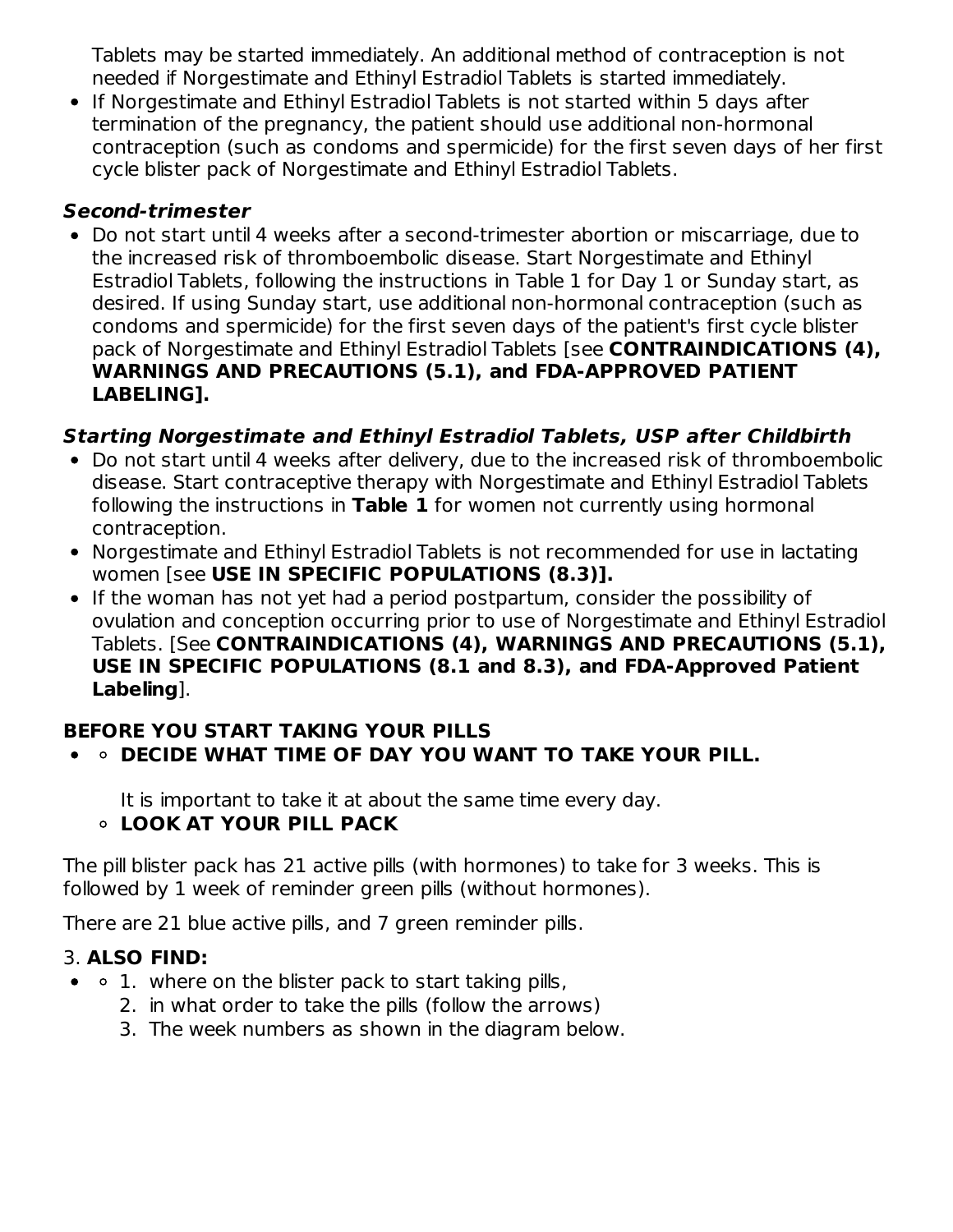Tablets may be started immediately. An additional method of contraception is not needed if Norgestimate and Ethinyl Estradiol Tablets is started immediately.

- If Norgestimate and Ethinyl Estradiol Tablets is not started within 5 days after termination of the pregnancy, the patient should use additional non-hormonal contraception (such as condoms and spermicide) for the first seven days of her first cycle blister pack of Norgestimate and Ethinyl Estradiol Tablets.

***Second-trimester***

- Do not start until 4 weeks after a second-trimester abortion or miscarriage, due to the increased risk of thromboembolic disease. Start Norgestimate and Ethinyl Estradiol Tablets, following the instructions in Table 1 for Day 1 or Sunday start, as desired. If using Sunday start, use additional non-hormonal contraception (such as condoms and spermicide) for the first seven days of the patient's first cycle blister pack of Norgestimate and Ethinyl Estradiol Tablets [see **CONTRAINDICATIONS (4), WARNINGS AND PRECAUTIONS (5.1), and FDA-APPROVED PATIENT LABELING].**

***Starting Norgestimate and Ethinyl Estradiol Tablets, USP after Childbirth***

- Do not start until 4 weeks after delivery, due to the increased risk of thromboembolic disease. Start contraceptive therapy with Norgestimate and Ethinyl Estradiol Tablets following the instructions in **Table 1** for women not currently using hormonal contraception.
- Norgestimate and Ethinyl Estradiol Tablets is not recommended for use in lactating women [see **USE IN SPECIFIC POPULATIONS (8.3)].**
- If the woman has not yet had a period postpartum, consider the possibility of ovulation and conception occurring prior to use of Norgestimate and Ethinyl Estradiol Tablets. [See **CONTRAINDICATIONS (4), WARNINGS AND PRECAUTIONS (5.1), USE IN SPECIFIC POPULATIONS (8.1 and 8.3), and FDA-Approved Patient Labeling**].

**BEFORE YOU START TAKING YOUR PILLS**

- **DECIDE WHAT TIME OF DAY YOU WANT TO TAKE YOUR PILL.**

  It is important to take it at about the same time every day.

- **LOOK AT YOUR PILL PACK**

The pill blister pack has 21 active pills (with hormones) to take for 3 weeks. This is followed by 1 week of reminder green pills (without hormones).

There are 21 blue active pills, and 7 green reminder pills.

3. **ALSO FIND:**

   1. where on the blister pack to start taking pills,
   2. in what order to take the pills (follow the arrows)
   3. The week numbers as shown in the diagram below.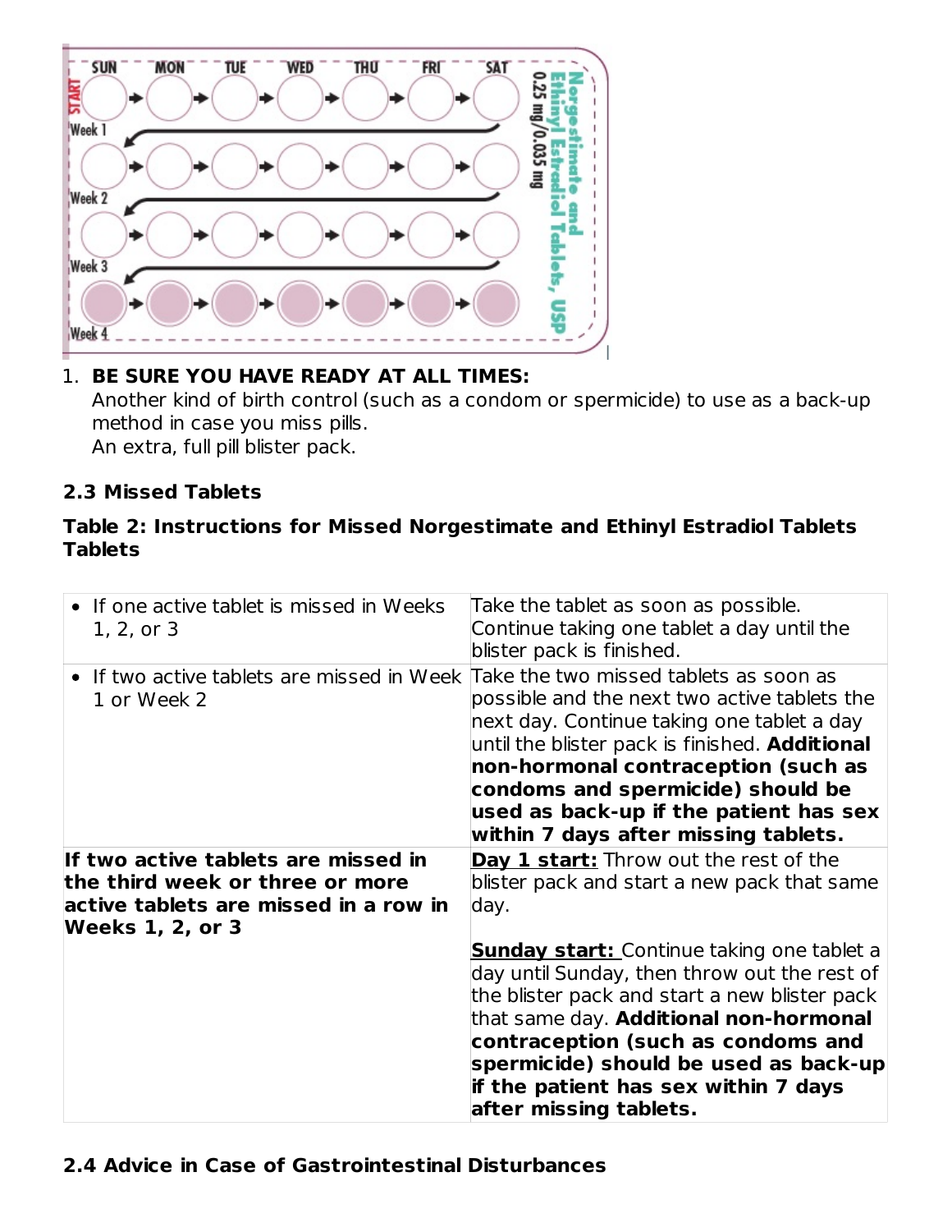1. **BE SURE YOU HAVE READY AT ALL TIMES:**
   Another kind of birth control (such as a condom or spermicide) to use as a back-up method in case you miss pills.
   An extra, full pill blister pack.

### 2.3 Missed Tablets

**Table 2: Instructions for Missed Norgestimate and Ethinyl Estradiol Tablets Tablets**

| | |
|---|---|
| • If one active tablet is missed in Weeks 1, 2, or 3 | Take the tablet as soon as possible. Continue taking one tablet a day until the blister pack is finished. |
| • If two active tablets are missed in Week 1 or Week 2 | Take the two missed tablets as soon as possible and the next two active tablets the next day. Continue taking one tablet a day until the blister pack is finished. **Additional non-hormonal contraception (such as condoms and spermicide) should be used as back-up if the patient has sex within 7 days after missing tablets.** |
| **If two active tablets are missed in the third week or three or more active tablets are missed in a row in Weeks 1, 2, or 3** | **Day 1 start:** Throw out the rest of the blister pack and start a new pack that same day.<br><br>**Sunday start:** Continue taking one tablet a day until Sunday, then throw out the rest of the blister pack and start a new blister pack that same day. **Additional non-hormonal contraception (such as condoms and spermicide) should be used as back-up if the patient has sex within 7 days after missing tablets.** |

### 2.4 Advice in Case of Gastrointestinal Disturbances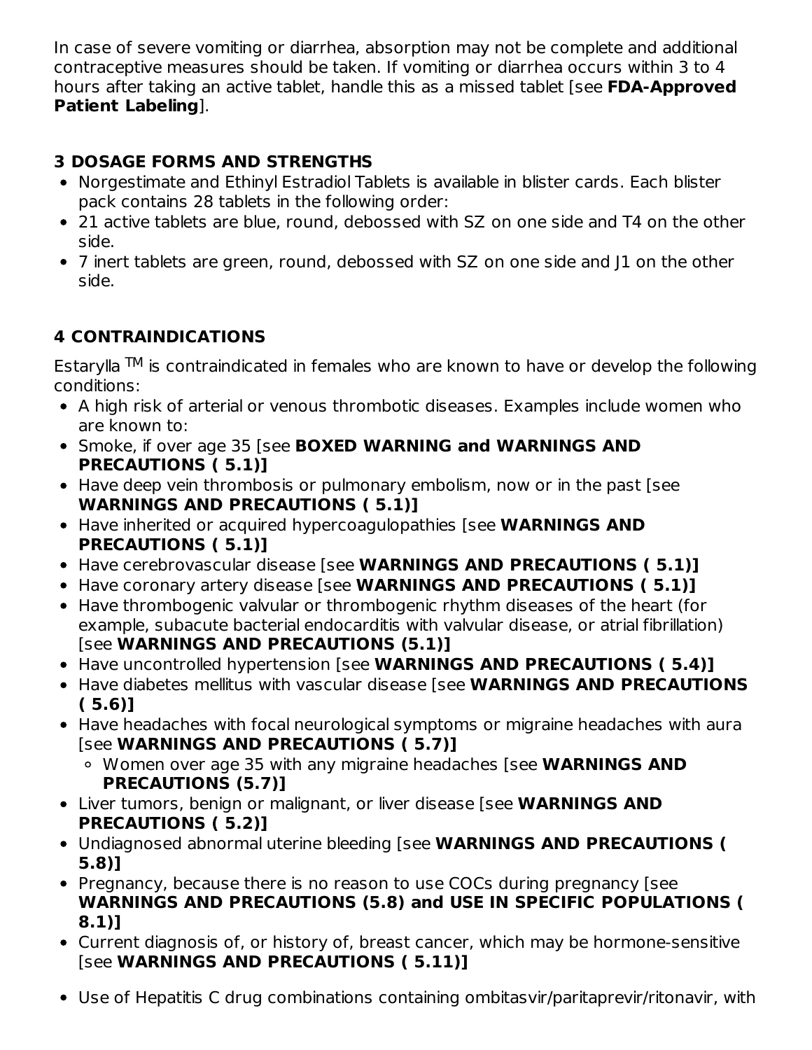In case of severe vomiting or diarrhea, absorption may not be complete and additional contraceptive measures should be taken. If vomiting or diarrhea occurs within 3 to 4 hours after taking an active tablet, handle this as a missed tablet [see **FDA-Approved Patient Labeling**].

## 3 DOSAGE FORMS AND STRENGTHS

- Norgestimate and Ethinyl Estradiol Tablets is available in blister cards. Each blister pack contains 28 tablets in the following order:
- 21 active tablets are blue, round, debossed with SZ on one side and T4 on the other side.
- 7 inert tablets are green, round, debossed with SZ on one side and J1 on the other side.

## 4 CONTRAINDICATIONS

Estarylla™ is contraindicated in females who are known to have or develop the following conditions:

- A high risk of arterial or venous thrombotic diseases. Examples include women who are known to:
- Smoke, if over age 35 [see **BOXED WARNING and WARNINGS AND PRECAUTIONS ( 5.1)]**
- Have deep vein thrombosis or pulmonary embolism, now or in the past [see **WARNINGS AND PRECAUTIONS ( 5.1)]**
- Have inherited or acquired hypercoagulopathies [see **WARNINGS AND PRECAUTIONS ( 5.1)]**
- Have cerebrovascular disease [see **WARNINGS AND PRECAUTIONS ( 5.1)]**
- Have coronary artery disease [see **WARNINGS AND PRECAUTIONS ( 5.1)]**
- Have thrombogenic valvular or thrombogenic rhythm diseases of the heart (for example, subacute bacterial endocarditis with valvular disease, or atrial fibrillation) [see **WARNINGS AND PRECAUTIONS (5.1)]**
- Have uncontrolled hypertension [see **WARNINGS AND PRECAUTIONS ( 5.4)]**
- Have diabetes mellitus with vascular disease [see **WARNINGS AND PRECAUTIONS ( 5.6)]**
- Have headaches with focal neurological symptoms or migraine headaches with aura [see **WARNINGS AND PRECAUTIONS ( 5.7)]**
  - Women over age 35 with any migraine headaches [see **WARNINGS AND PRECAUTIONS (5.7)]**
- Liver tumors, benign or malignant, or liver disease [see **WARNINGS AND PRECAUTIONS ( 5.2)]**
- Undiagnosed abnormal uterine bleeding [see **WARNINGS AND PRECAUTIONS ( 5.8)]**
- Pregnancy, because there is no reason to use COCs during pregnancy [see **WARNINGS AND PRECAUTIONS (5.8) and USE IN SPECIFIC POPULATIONS ( 8.1)]**
- Current diagnosis of, or history of, breast cancer, which may be hormone-sensitive [see **WARNINGS AND PRECAUTIONS ( 5.11)]**
- Use of Hepatitis C drug combinations containing ombitasvir/paritaprevir/ritonavir, with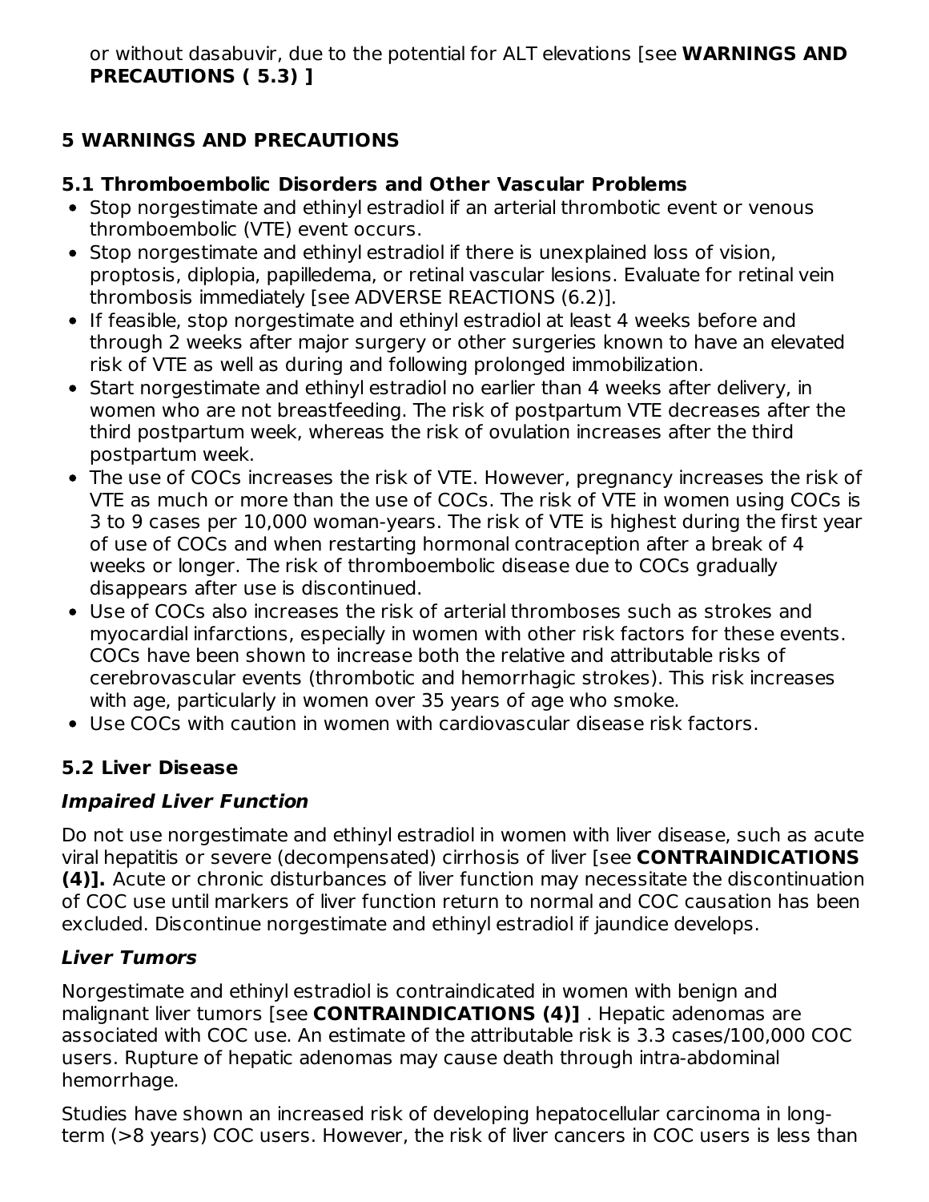or without dasabuvir, due to the potential for ALT elevations [see **WARNINGS AND PRECAUTIONS ( 5.3) ]**

## 5 WARNINGS AND PRECAUTIONS

### 5.1 Thromboembolic Disorders and Other Vascular Problems

- Stop norgestimate and ethinyl estradiol if an arterial thrombotic event or venous thromboembolic (VTE) event occurs.
- Stop norgestimate and ethinyl estradiol if there is unexplained loss of vision, proptosis, diplopia, papilledema, or retinal vascular lesions. Evaluate for retinal vein thrombosis immediately [see ADVERSE REACTIONS (6.2)].
- If feasible, stop norgestimate and ethinyl estradiol at least 4 weeks before and through 2 weeks after major surgery or other surgeries known to have an elevated risk of VTE as well as during and following prolonged immobilization.
- Start norgestimate and ethinyl estradiol no earlier than 4 weeks after delivery, in women who are not breastfeeding. The risk of postpartum VTE decreases after the third postpartum week, whereas the risk of ovulation increases after the third postpartum week.
- The use of COCs increases the risk of VTE. However, pregnancy increases the risk of VTE as much or more than the use of COCs. The risk of VTE in women using COCs is 3 to 9 cases per 10,000 woman-years. The risk of VTE is highest during the first year of use of COCs and when restarting hormonal contraception after a break of 4 weeks or longer. The risk of thromboembolic disease due to COCs gradually disappears after use is discontinued.
- Use of COCs also increases the risk of arterial thromboses such as strokes and myocardial infarctions, especially in women with other risk factors for these events. COCs have been shown to increase both the relative and attributable risks of cerebrovascular events (thrombotic and hemorrhagic strokes). This risk increases with age, particularly in women over 35 years of age who smoke.
- Use COCs with caution in women with cardiovascular disease risk factors.

### 5.2 Liver Disease

#### *Impaired Liver Function*

Do not use norgestimate and ethinyl estradiol in women with liver disease, such as acute viral hepatitis or severe (decompensated) cirrhosis of liver [see **CONTRAINDICATIONS (4)].** Acute or chronic disturbances of liver function may necessitate the discontinuation of COC use until markers of liver function return to normal and COC causation has been excluded. Discontinue norgestimate and ethinyl estradiol if jaundice develops.

#### *Liver Tumors*

Norgestimate and ethinyl estradiol is contraindicated in women with benign and malignant liver tumors [see **CONTRAINDICATIONS (4)]** . Hepatic adenomas are associated with COC use. An estimate of the attributable risk is 3.3 cases/100,000 COC users. Rupture of hepatic adenomas may cause death through intra-abdominal hemorrhage.

Studies have shown an increased risk of developing hepatocellular carcinoma in long-term (>8 years) COC users. However, the risk of liver cancers in COC users is less than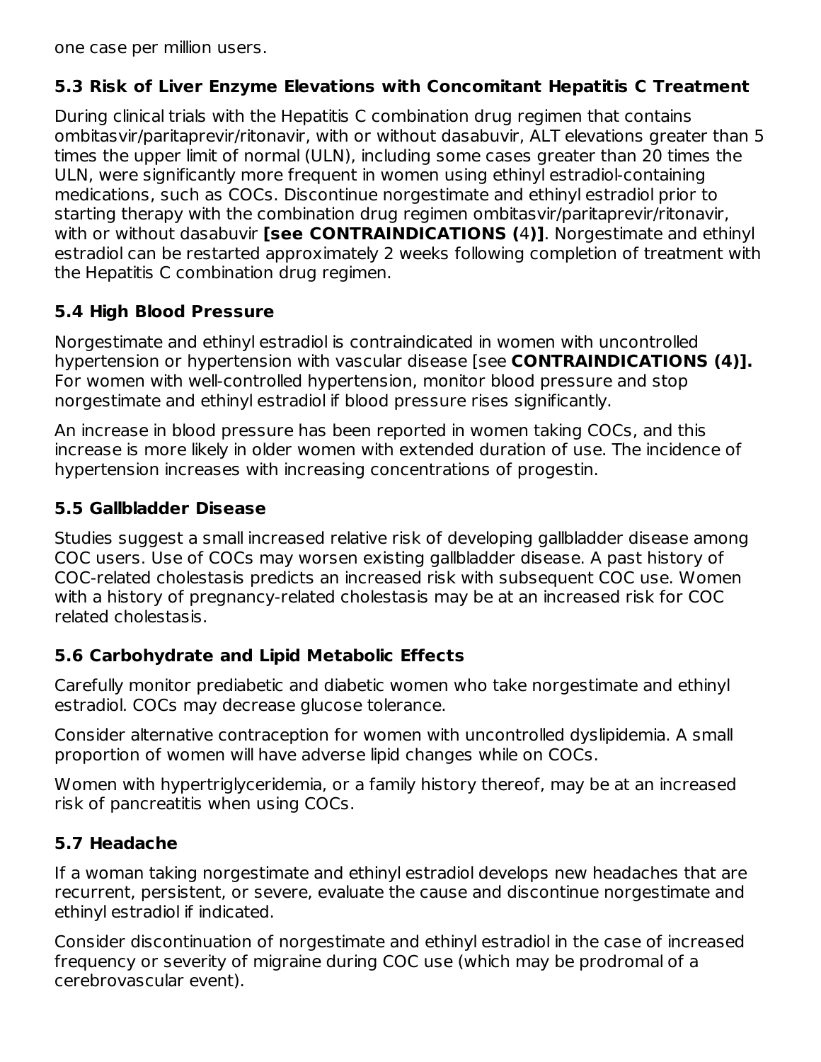one case per million users.

### 5.3 Risk of Liver Enzyme Elevations with Concomitant Hepatitis C Treatment

During clinical trials with the Hepatitis C combination drug regimen that contains ombitasvir/paritaprevir/ritonavir, with or without dasabuvir, ALT elevations greater than 5 times the upper limit of normal (ULN), including some cases greater than 20 times the ULN, were significantly more frequent in women using ethinyl estradiol-containing medications, such as COCs. Discontinue norgestimate and ethinyl estradiol prior to starting therapy with the combination drug regimen ombitasvir/paritaprevir/ritonavir, with or without dasabuvir **[see CONTRAINDICATIONS (4)]**. Norgestimate and ethinyl estradiol can be restarted approximately 2 weeks following completion of treatment with the Hepatitis C combination drug regimen.

### 5.4 High Blood Pressure

Norgestimate and ethinyl estradiol is contraindicated in women with uncontrolled hypertension or hypertension with vascular disease [see **CONTRAINDICATIONS (4)].** For women with well-controlled hypertension, monitor blood pressure and stop norgestimate and ethinyl estradiol if blood pressure rises significantly.

An increase in blood pressure has been reported in women taking COCs, and this increase is more likely in older women with extended duration of use. The incidence of hypertension increases with increasing concentrations of progestin.

### 5.5 Gallbladder Disease

Studies suggest a small increased relative risk of developing gallbladder disease among COC users. Use of COCs may worsen existing gallbladder disease. A past history of COC-related cholestasis predicts an increased risk with subsequent COC use. Women with a history of pregnancy-related cholestasis may be at an increased risk for COC related cholestasis.

### 5.6 Carbohydrate and Lipid Metabolic Effects

Carefully monitor prediabetic and diabetic women who take norgestimate and ethinyl estradiol. COCs may decrease glucose tolerance.

Consider alternative contraception for women with uncontrolled dyslipidemia. A small proportion of women will have adverse lipid changes while on COCs.

Women with hypertriglyceridemia, or a family history thereof, may be at an increased risk of pancreatitis when using COCs.

### 5.7 Headache

If a woman taking norgestimate and ethinyl estradiol develops new headaches that are recurrent, persistent, or severe, evaluate the cause and discontinue norgestimate and ethinyl estradiol if indicated.

Consider discontinuation of norgestimate and ethinyl estradiol in the case of increased frequency or severity of migraine during COC use (which may be prodromal of a cerebrovascular event).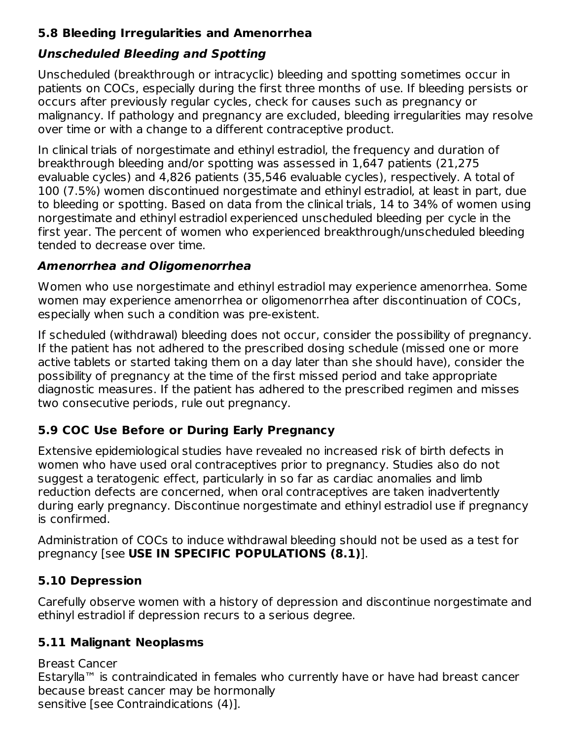### 5.8 Bleeding Irregularities and Amenorrhea

#### *Unscheduled Bleeding and Spotting*

Unscheduled (breakthrough or intracyclic) bleeding and spotting sometimes occur in patients on COCs, especially during the first three months of use. If bleeding persists or occurs after previously regular cycles, check for causes such as pregnancy or malignancy. If pathology and pregnancy are excluded, bleeding irregularities may resolve over time or with a change to a different contraceptive product.

In clinical trials of norgestimate and ethinyl estradiol, the frequency and duration of breakthrough bleeding and/or spotting was assessed in 1,647 patients (21,275 evaluable cycles) and 4,826 patients (35,546 evaluable cycles), respectively. A total of 100 (7.5%) women discontinued norgestimate and ethinyl estradiol, at least in part, due to bleeding or spotting. Based on data from the clinical trials, 14 to 34% of women using norgestimate and ethinyl estradiol experienced unscheduled bleeding per cycle in the first year. The percent of women who experienced breakthrough/unscheduled bleeding tended to decrease over time.

#### *Amenorrhea and Oligomenorrhea*

Women who use norgestimate and ethinyl estradiol may experience amenorrhea. Some women may experience amenorrhea or oligomenorrhea after discontinuation of COCs, especially when such a condition was pre-existent.

If scheduled (withdrawal) bleeding does not occur, consider the possibility of pregnancy. If the patient has not adhered to the prescribed dosing schedule (missed one or more active tablets or started taking them on a day later than she should have), consider the possibility of pregnancy at the time of the first missed period and take appropriate diagnostic measures. If the patient has adhered to the prescribed regimen and misses two consecutive periods, rule out pregnancy.

### 5.9 COC Use Before or During Early Pregnancy

Extensive epidemiological studies have revealed no increased risk of birth defects in women who have used oral contraceptives prior to pregnancy. Studies also do not suggest a teratogenic effect, particularly in so far as cardiac anomalies and limb reduction defects are concerned, when oral contraceptives are taken inadvertently during early pregnancy. Discontinue norgestimate and ethinyl estradiol use if pregnancy is confirmed.

Administration of COCs to induce withdrawal bleeding should not be used as a test for pregnancy [see **USE IN SPECIFIC POPULATIONS (8.1)**].

### 5.10 Depression

Carefully observe women with a history of depression and discontinue norgestimate and ethinyl estradiol if depression recurs to a serious degree.

### 5.11 Malignant Neoplasms

Breast Cancer
Estarylla™ is contraindicated in females who currently have or have had breast cancer because breast cancer may be hormonally
sensitive [see Contraindications (4)].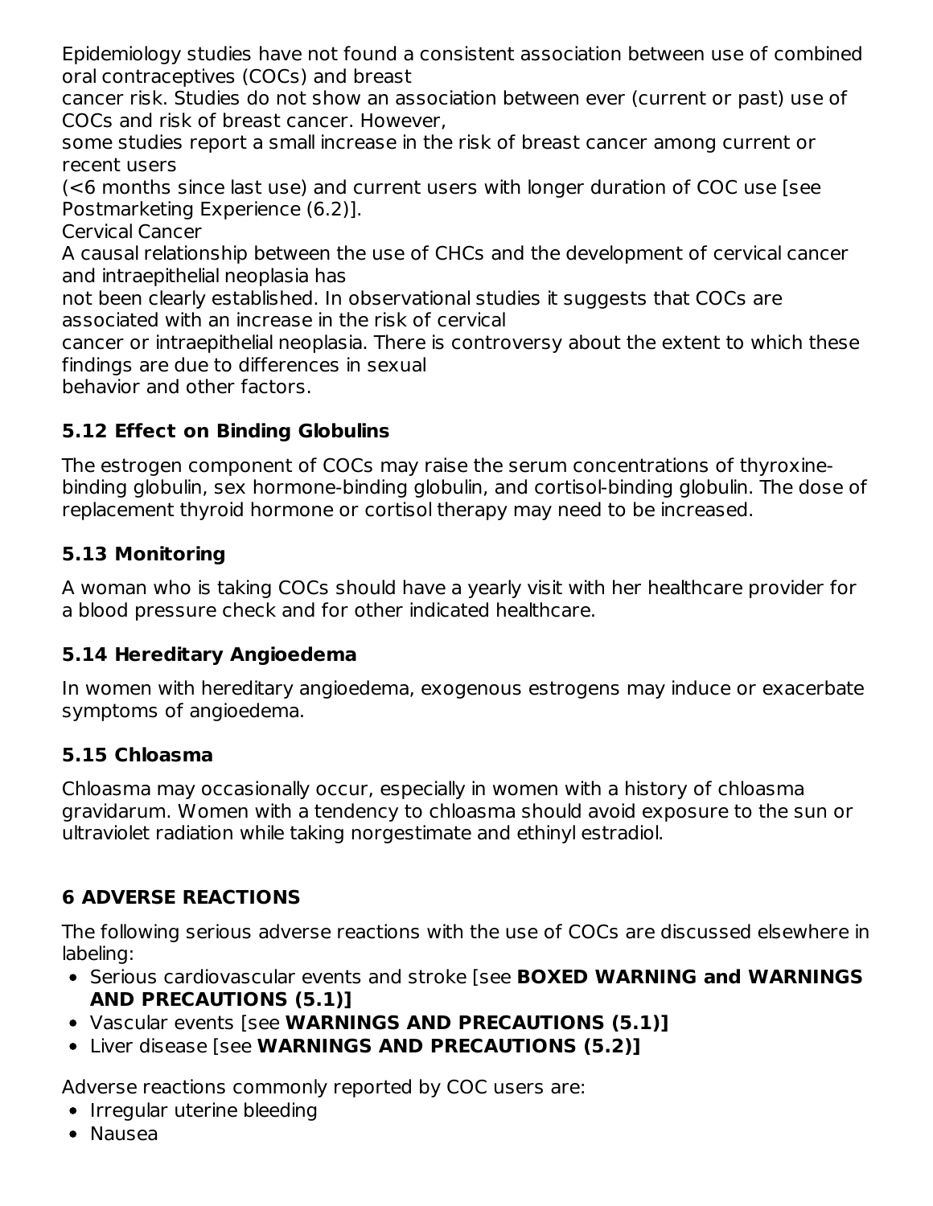Epidemiology studies have not found a consistent association between use of combined oral contraceptives (COCs) and breast cancer risk. Studies do not show an association between ever (current or past) use of COCs and risk of breast cancer. However, some studies report a small increase in the risk of breast cancer among current or recent users (<6 months since last use) and current users with longer duration of COC use [see Postmarketing Experience (6.2)].

Cervical Cancer

A causal relationship between the use of CHCs and the development of cervical cancer and intraepithelial neoplasia has not been clearly established. In observational studies it suggests that COCs are associated with an increase in the risk of cervical cancer or intraepithelial neoplasia. There is controversy about the extent to which these findings are due to differences in sexual behavior and other factors.

### 5.12 Effect on Binding Globulins

The estrogen component of COCs may raise the serum concentrations of thyroxine-binding globulin, sex hormone-binding globulin, and cortisol-binding globulin. The dose of replacement thyroid hormone or cortisol therapy may need to be increased.

### 5.13 Monitoring

A woman who is taking COCs should have a yearly visit with her healthcare provider for a blood pressure check and for other indicated healthcare.

### 5.14 Hereditary Angioedema

In women with hereditary angioedema, exogenous estrogens may induce or exacerbate symptoms of angioedema.

### 5.15 Chloasma

Chloasma may occasionally occur, especially in women with a history of chloasma gravidarum. Women with a tendency to chloasma should avoid exposure to the sun or ultraviolet radiation while taking norgestimate and ethinyl estradiol.

## 6 ADVERSE REACTIONS

The following serious adverse reactions with the use of COCs are discussed elsewhere in labeling:

- Serious cardiovascular events and stroke [see **BOXED WARNING and WARNINGS AND PRECAUTIONS (5.1)]**
- Vascular events [see **WARNINGS AND PRECAUTIONS (5.1)]**
- Liver disease [see **WARNINGS AND PRECAUTIONS (5.2)]**

Adverse reactions commonly reported by COC users are:

- Irregular uterine bleeding
- Nausea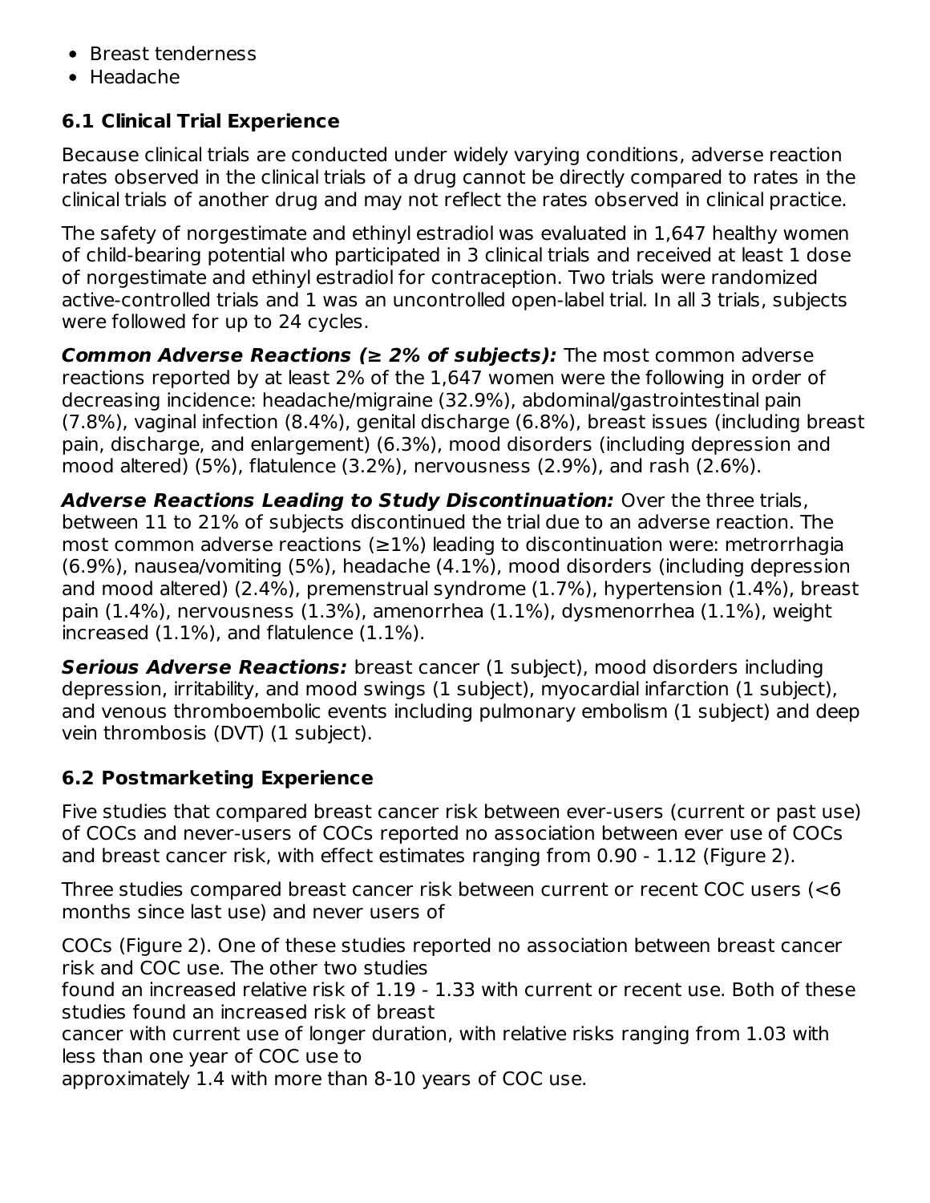- Breast tenderness
- Headache

## 6.1 Clinical Trial Experience

Because clinical trials are conducted under widely varying conditions, adverse reaction rates observed in the clinical trials of a drug cannot be directly compared to rates in the clinical trials of another drug and may not reflect the rates observed in clinical practice.

The safety of norgestimate and ethinyl estradiol was evaluated in 1,647 healthy women of child-bearing potential who participated in 3 clinical trials and received at least 1 dose of norgestimate and ethinyl estradiol for contraception. Two trials were randomized active-controlled trials and 1 was an uncontrolled open-label trial. In all 3 trials, subjects were followed for up to 24 cycles.

***Common Adverse Reactions (≥ 2% of subjects):*** The most common adverse reactions reported by at least 2% of the 1,647 women were the following in order of decreasing incidence: headache/migraine (32.9%), abdominal/gastrointestinal pain (7.8%), vaginal infection (8.4%), genital discharge (6.8%), breast issues (including breast pain, discharge, and enlargement) (6.3%), mood disorders (including depression and mood altered) (5%), flatulence (3.2%), nervousness (2.9%), and rash (2.6%).

***Adverse Reactions Leading to Study Discontinuation:*** Over the three trials, between 11 to 21% of subjects discontinued the trial due to an adverse reaction. The most common adverse reactions (≥1%) leading to discontinuation were: metrorrhagia (6.9%), nausea/vomiting (5%), headache (4.1%), mood disorders (including depression and mood altered) (2.4%), premenstrual syndrome (1.7%), hypertension (1.4%), breast pain (1.4%), nervousness (1.3%), amenorrhea (1.1%), dysmenorrhea (1.1%), weight increased (1.1%), and flatulence (1.1%).

***Serious Adverse Reactions:*** breast cancer (1 subject), mood disorders including depression, irritability, and mood swings (1 subject), myocardial infarction (1 subject), and venous thromboembolic events including pulmonary embolism (1 subject) and deep vein thrombosis (DVT) (1 subject).

## 6.2 Postmarketing Experience

Five studies that compared breast cancer risk between ever-users (current or past use) of COCs and never-users of COCs reported no association between ever use of COCs and breast cancer risk, with effect estimates ranging from 0.90 - 1.12 (Figure 2).

Three studies compared breast cancer risk between current or recent COC users (<6 months since last use) and never users of COCs (Figure 2). One of these studies reported no association between breast cancer risk and COC use. The other two studies found an increased relative risk of 1.19 - 1.33 with current or recent use. Both of these studies found an increased risk of breast cancer with current use of longer duration, with relative risks ranging from 1.03 with less than one year of COC use to approximately 1.4 with more than 8-10 years of COC use.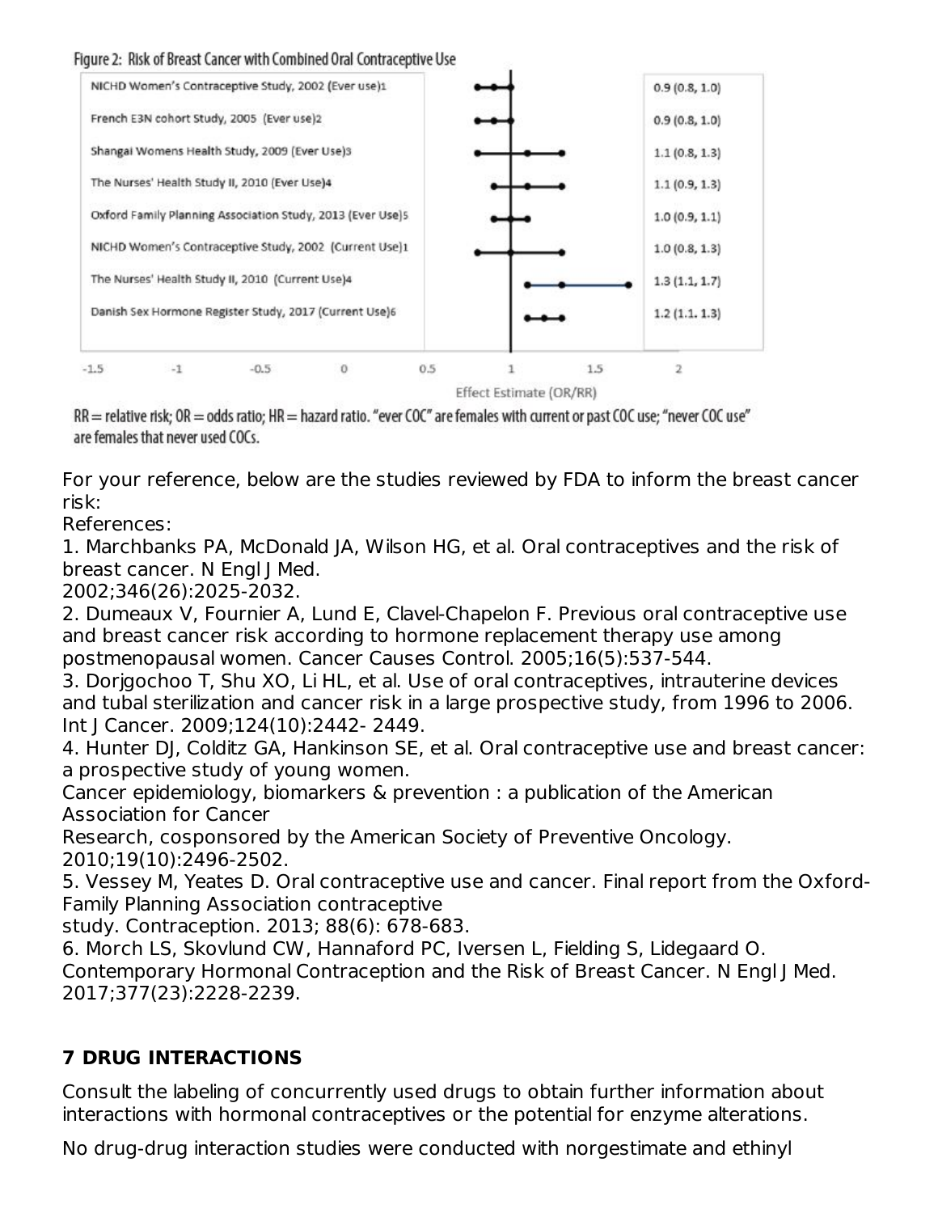Figure 2: Risk of Breast Cancer with Combined Oral Contraceptive Use

| Study | Effect Estimate (OR/RR) |
| --- | --- |
| NICHD Women's Contraceptive Study, 2002 (Ever use)1 | 0.9 (0.8, 1.0) |
| French E3N cohort Study, 2005 (Ever use)2 | 0.9 (0.8, 1.0) |
| Shangai Womens Health Study, 2009 (Ever Use)3 | 1.1 (0.8, 1.3) |
| The Nurses' Health Study II, 2010 (Ever Use)4 | 1.1 (0.9, 1.3) |
| Oxford Family Planning Association Study, 2013 (Ever Use)5 | 1.0 (0.9, 1.1) |
| NICHD Women's Contraceptive Study, 2002 (Current Use)1 | 1.0 (0.8, 1.3) |
| The Nurses' Health Study II, 2010 (Current Use)4 | 1.3 (1.1, 1.7) |
| Danish Sex Hormone Register Study, 2017 (Current Use)6 | 1.2 (1.1. 1.3) |

RR = relative risk; OR = odds ratio; HR = hazard ratio. "ever COC" are females with current or past COC use; "never COC use" are females that never used COCs.

For your reference, below are the studies reviewed by FDA to inform the breast cancer risk:

References:

1. Marchbanks PA, McDonald JA, Wilson HG, et al. Oral contraceptives and the risk of breast cancer. N Engl J Med. 2002;346(26):2025-2032.
2. Dumeaux V, Fournier A, Lund E, Clavel-Chapelon F. Previous oral contraceptive use and breast cancer risk according to hormone replacement therapy use among postmenopausal women. Cancer Causes Control. 2005;16(5):537-544.
3. Dorjgochoo T, Shu XO, Li HL, et al. Use of oral contraceptives, intrauterine devices and tubal sterilization and cancer risk in a large prospective study, from 1996 to 2006. Int J Cancer. 2009;124(10):2442- 2449.
4. Hunter DJ, Colditz GA, Hankinson SE, et al. Oral contraceptive use and breast cancer: a prospective study of young women. Cancer epidemiology, biomarkers & prevention : a publication of the American Association for Cancer Research, cosponsored by the American Society of Preventive Oncology. 2010;19(10):2496-2502.
5. Vessey M, Yeates D. Oral contraceptive use and cancer. Final report from the Oxford-Family Planning Association contraceptive study. Contraception. 2013; 88(6): 678-683.
6. Morch LS, Skovlund CW, Hannaford PC, Iversen L, Fielding S, Lidegaard O. Contemporary Hormonal Contraception and the Risk of Breast Cancer. N Engl J Med. 2017;377(23):2228-2239.

## 7 DRUG INTERACTIONS

Consult the labeling of concurrently used drugs to obtain further information about interactions with hormonal contraceptives or the potential for enzyme alterations.

No drug-drug interaction studies were conducted with norgestimate and ethinyl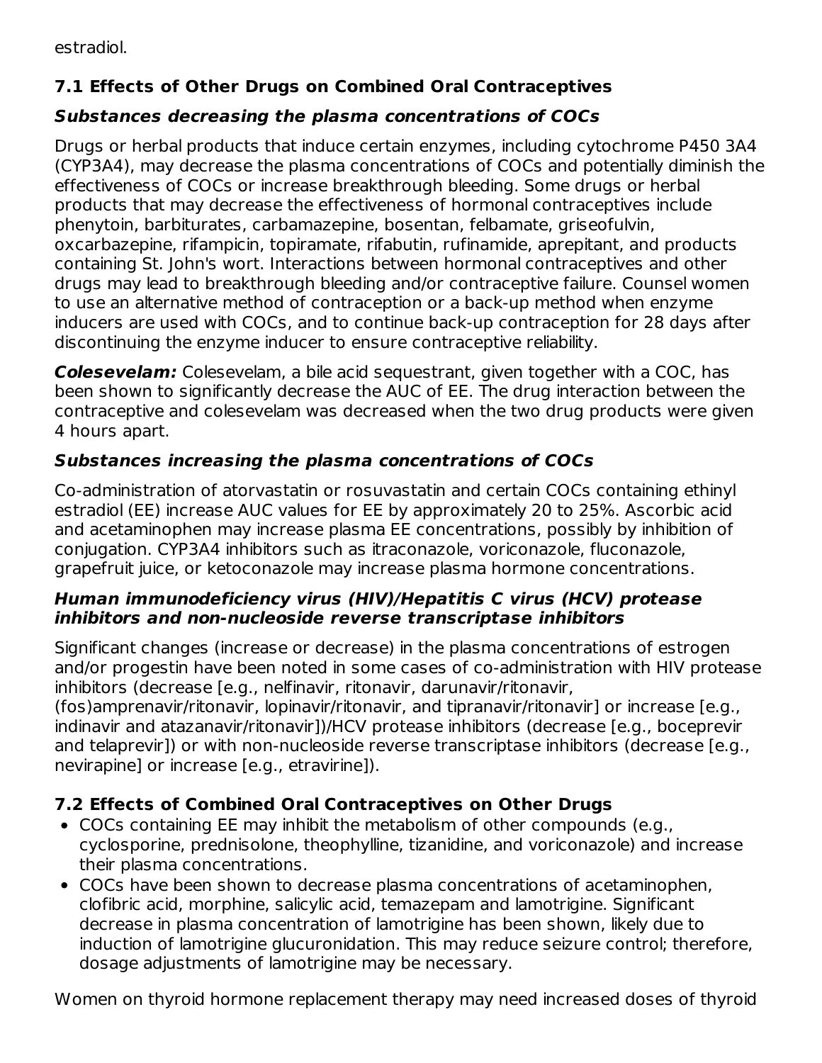estradiol.

## 7.1 Effects of Other Drugs on Combined Oral Contraceptives

### *Substances decreasing the plasma concentrations of COCs*

Drugs or herbal products that induce certain enzymes, including cytochrome P450 3A4 (CYP3A4), may decrease the plasma concentrations of COCs and potentially diminish the effectiveness of COCs or increase breakthrough bleeding. Some drugs or herbal products that may decrease the effectiveness of hormonal contraceptives include phenytoin, barbiturates, carbamazepine, bosentan, felbamate, griseofulvin, oxcarbazepine, rifampicin, topiramate, rifabutin, rufinamide, aprepitant, and products containing St. John's wort. Interactions between hormonal contraceptives and other drugs may lead to breakthrough bleeding and/or contraceptive failure. Counsel women to use an alternative method of contraception or a back-up method when enzyme inducers are used with COCs, and to continue back-up contraception for 28 days after discontinuing the enzyme inducer to ensure contraceptive reliability.

***Colesevelam:*** Colesevelam, a bile acid sequestrant, given together with a COC, has been shown to significantly decrease the AUC of EE. The drug interaction between the contraceptive and colesevelam was decreased when the two drug products were given 4 hours apart.

### *Substances increasing the plasma concentrations of COCs*

Co-administration of atorvastatin or rosuvastatin and certain COCs containing ethinyl estradiol (EE) increase AUC values for EE by approximately 20 to 25%. Ascorbic acid and acetaminophen may increase plasma EE concentrations, possibly by inhibition of conjugation. CYP3A4 inhibitors such as itraconazole, voriconazole, fluconazole, grapefruit juice, or ketoconazole may increase plasma hormone concentrations.

### *Human immunodeficiency virus (HIV)/Hepatitis C virus (HCV) protease inhibitors and non-nucleoside reverse transcriptase inhibitors*

Significant changes (increase or decrease) in the plasma concentrations of estrogen and/or progestin have been noted in some cases of co-administration with HIV protease inhibitors (decrease [e.g., nelfinavir, ritonavir, darunavir/ritonavir, (fos)amprenavir/ritonavir, lopinavir/ritonavir, and tipranavir/ritonavir] or increase [e.g., indinavir and atazanavir/ritonavir])/HCV protease inhibitors (decrease [e.g., boceprevir and telaprevir]) or with non-nucleoside reverse transcriptase inhibitors (decrease [e.g., nevirapine] or increase [e.g., etravirine]).

## 7.2 Effects of Combined Oral Contraceptives on Other Drugs

- COCs containing EE may inhibit the metabolism of other compounds (e.g., cyclosporine, prednisolone, theophylline, tizanidine, and voriconazole) and increase their plasma concentrations.
- COCs have been shown to decrease plasma concentrations of acetaminophen, clofibric acid, morphine, salicylic acid, temazepam and lamotrigine. Significant decrease in plasma concentration of lamotrigine has been shown, likely due to induction of lamotrigine glucuronidation. This may reduce seizure control; therefore, dosage adjustments of lamotrigine may be necessary.

Women on thyroid hormone replacement therapy may need increased doses of thyroid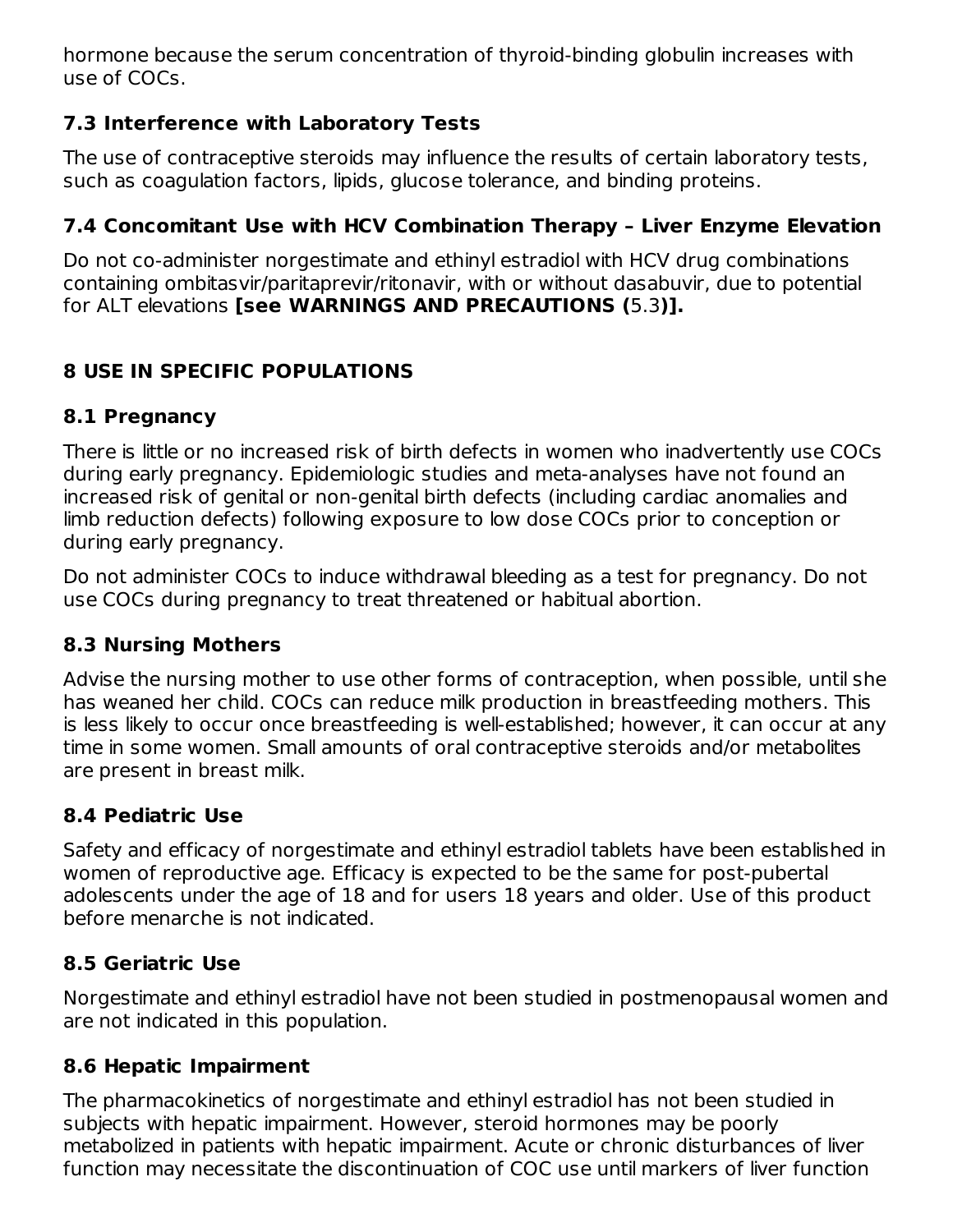hormone because the serum concentration of thyroid-binding globulin increases with use of COCs.

### 7.3 Interference with Laboratory Tests

The use of contraceptive steroids may influence the results of certain laboratory tests, such as coagulation factors, lipids, glucose tolerance, and binding proteins.

### 7.4 Concomitant Use with HCV Combination Therapy – Liver Enzyme Elevation

Do not co-administer norgestimate and ethinyl estradiol with HCV drug combinations containing ombitasvir/paritaprevir/ritonavir, with or without dasabuvir, due to potential for ALT elevations **[see WARNINGS AND PRECAUTIONS (**5.3**)].**

## 8 USE IN SPECIFIC POPULATIONS

### 8.1 Pregnancy

There is little or no increased risk of birth defects in women who inadvertently use COCs during early pregnancy. Epidemiologic studies and meta-analyses have not found an increased risk of genital or non-genital birth defects (including cardiac anomalies and limb reduction defects) following exposure to low dose COCs prior to conception or during early pregnancy.

Do not administer COCs to induce withdrawal bleeding as a test for pregnancy. Do not use COCs during pregnancy to treat threatened or habitual abortion.

### 8.3 Nursing Mothers

Advise the nursing mother to use other forms of contraception, when possible, until she has weaned her child. COCs can reduce milk production in breastfeeding mothers. This is less likely to occur once breastfeeding is well-established; however, it can occur at any time in some women. Small amounts of oral contraceptive steroids and/or metabolites are present in breast milk.

### 8.4 Pediatric Use

Safety and efficacy of norgestimate and ethinyl estradiol tablets have been established in women of reproductive age. Efficacy is expected to be the same for post-pubertal adolescents under the age of 18 and for users 18 years and older. Use of this product before menarche is not indicated.

### 8.5 Geriatric Use

Norgestimate and ethinyl estradiol have not been studied in postmenopausal women and are not indicated in this population.

### 8.6 Hepatic Impairment

The pharmacokinetics of norgestimate and ethinyl estradiol has not been studied in subjects with hepatic impairment. However, steroid hormones may be poorly metabolized in patients with hepatic impairment. Acute or chronic disturbances of liver function may necessitate the discontinuation of COC use until markers of liver function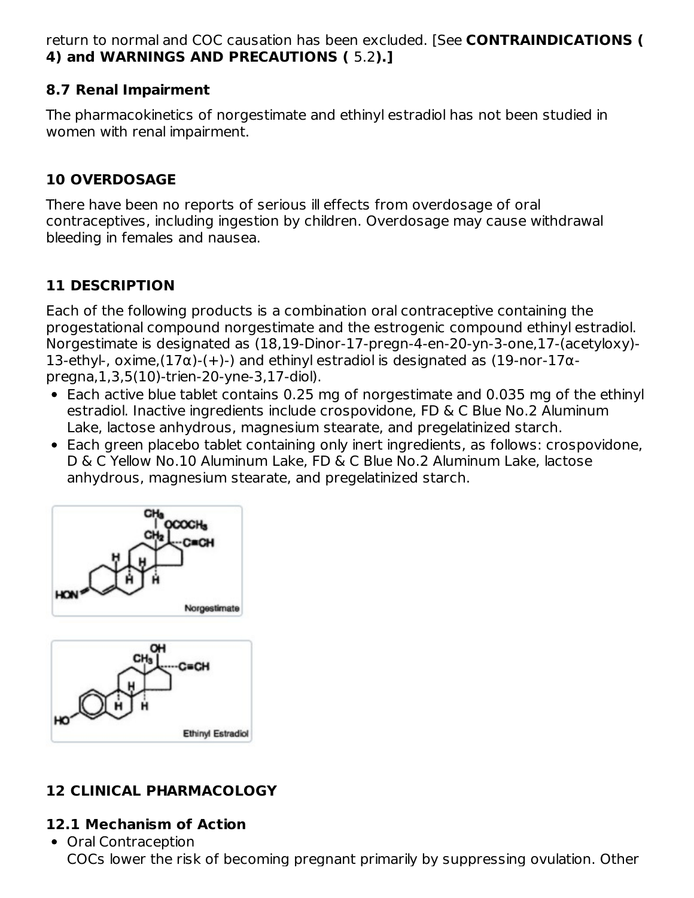return to normal and COC causation has been excluded. [See **CONTRAINDICATIONS ( 4) and WARNINGS AND PRECAUTIONS (** 5.2**).]**

### 8.7 Renal Impairment

The pharmacokinetics of norgestimate and ethinyl estradiol has not been studied in women with renal impairment.

## 10 OVERDOSAGE

There have been no reports of serious ill effects from overdosage of oral contraceptives, including ingestion by children. Overdosage may cause withdrawal bleeding in females and nausea.

## 11 DESCRIPTION

Each of the following products is a combination oral contraceptive containing the progestational compound norgestimate and the estrogenic compound ethinyl estradiol. Norgestimate is designated as (18,19-Dinor-17-pregn-4-en-20-yn-3-one,17-(acetyloxy)-13-ethyl-, oxime,(17α)-(+)-) and ethinyl estradiol is designated as (19-nor-17α-pregna,1,3,5(10)-trien-20-yne-3,17-diol).

- Each active blue tablet contains 0.25 mg of norgestimate and 0.035 mg of the ethinyl estradiol. Inactive ingredients include crospovidone, FD & C Blue No.2 Aluminum Lake, lactose anhydrous, magnesium stearate, and pregelatinized starch.
- Each green placebo tablet containing only inert ingredients, as follows: crospovidone, D & C Yellow No.10 Aluminum Lake, FD & C Blue No.2 Aluminum Lake, lactose anhydrous, magnesium stearate, and pregelatinized starch.

Norgestimate

Ethinyl Estradiol

## 12 CLINICAL PHARMACOLOGY

### 12.1 Mechanism of Action

- Oral Contraception
  COCs lower the risk of becoming pregnant primarily by suppressing ovulation. Other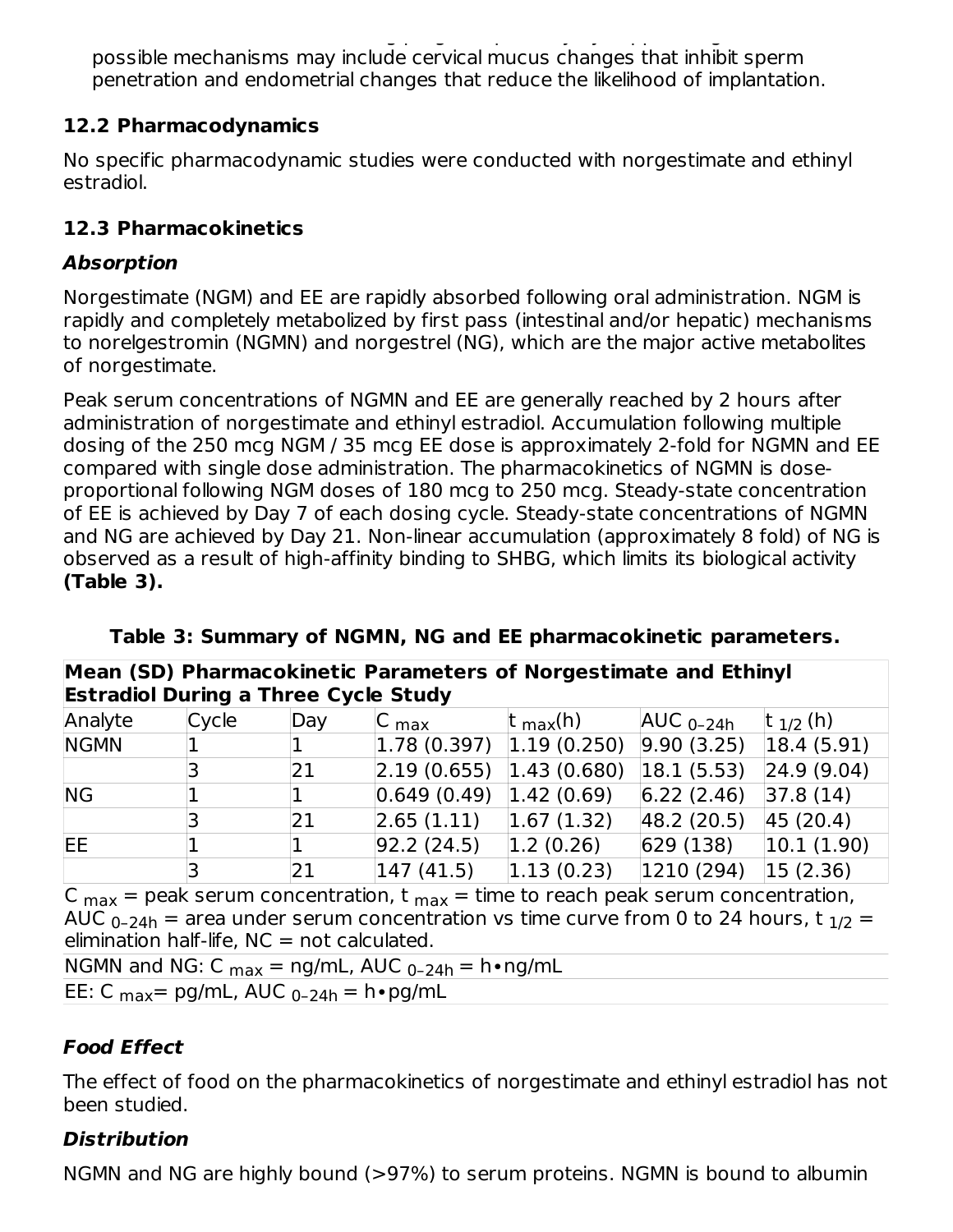possible mechanisms may include cervical mucus changes that inhibit sperm penetration and endometrial changes that reduce the likelihood of implantation.

### 12.2 Pharmacodynamics

No specific pharmacodynamic studies were conducted with norgestimate and ethinyl estradiol.

### 12.3 Pharmacokinetics

***Absorption***

Norgestimate (NGM) and EE are rapidly absorbed following oral administration. NGM is rapidly and completely metabolized by first pass (intestinal and/or hepatic) mechanisms to norelgestromin (NGMN) and norgestrel (NG), which are the major active metabolites of norgestimate.

Peak serum concentrations of NGMN and EE are generally reached by 2 hours after administration of norgestimate and ethinyl estradiol. Accumulation following multiple dosing of the 250 mcg NGM / 35 mcg EE dose is approximately 2-fold for NGMN and EE compared with single dose administration. The pharmacokinetics of NGMN is dose-proportional following NGM doses of 180 mcg to 250 mcg. Steady-state concentration of EE is achieved by Day 7 of each dosing cycle. Steady-state concentrations of NGMN and NG are achieved by Day 21. Non-linear accumulation (approximately 8 fold) of NG is observed as a result of high-affinity binding to SHBG, which limits its biological activity **(Table 3).**

**Table 3: Summary of NGMN, NG and EE pharmacokinetic parameters.**

| **Mean (SD) Pharmacokinetic Parameters of Norgestimate and Ethinyl Estradiol During a Three Cycle Study** | | | | | | |
|---|---|---|---|---|---|---|
| Analyte | Cycle | Day | $C_{max}$ | $t_{max}$(h) | $AUC_{0–24h}$ | $t_{1/2}$ (h) |
| NGMN | 1 | 1 | 1.78 (0.397) | 1.19 (0.250) | 9.90 (3.25) | 18.4 (5.91) |
| | 3 | 21 | 2.19 (0.655) | 1.43 (0.680) | 18.1 (5.53) | 24.9 (9.04) |
| NG | 1 | 1 | 0.649 (0.49) | 1.42 (0.69) | 6.22 (2.46) | 37.8 (14) |
| | 3 | 21 | 2.65 (1.11) | 1.67 (1.32) | 48.2 (20.5) | 45 (20.4) |
| EE | 1 | 1 | 92.2 (24.5) | 1.2 (0.26) | 629 (138) | 10.1 (1.90) |
| | 3 | 21 | 147 (41.5) | 1.13 (0.23) | 1210 (294) | 15 (2.36) |

$C_{max}$ = peak serum concentration, $t_{max}$ = time to reach peak serum concentration, $AUC_{0–24h}$ = area under serum concentration vs time curve from 0 to 24 hours, $t_{1/2}$ = elimination half-life, NC = not calculated.

NGMN and NG: $C_{max}$ = ng/mL, $AUC_{0–24h}$ = h•ng/mL

EE: $C_{max}$= pg/mL, $AUC_{0–24h}$ = h•pg/mL

***Food Effect***

The effect of food on the pharmacokinetics of norgestimate and ethinyl estradiol has not been studied.

***Distribution***

NGMN and NG are highly bound (>97%) to serum proteins. NGMN is bound to albumin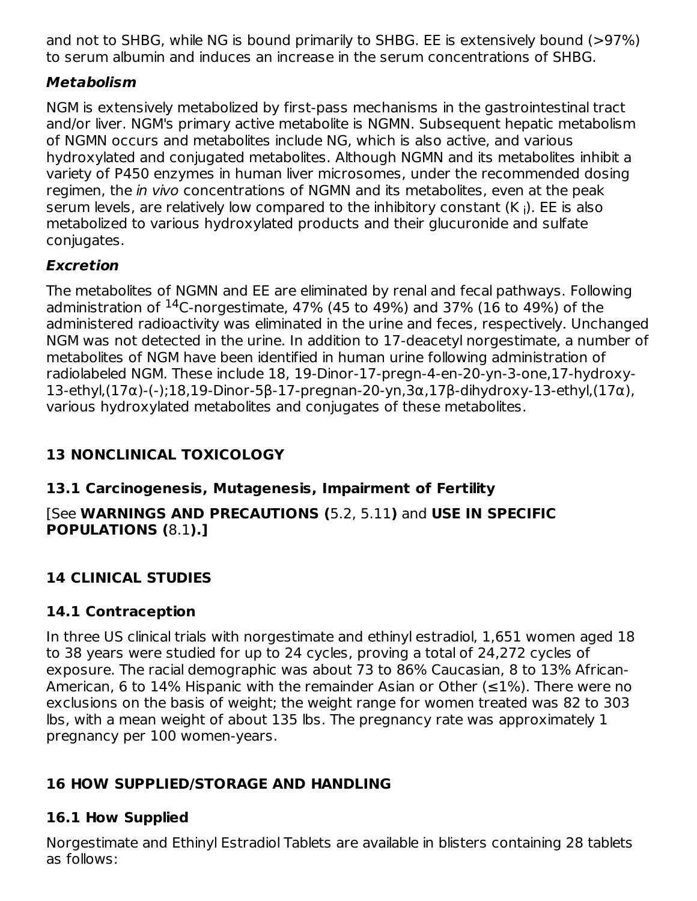and not to SHBG, while NG is bound primarily to SHBG. EE is extensively bound (>97%) to serum albumin and induces an increase in the serum concentrations of SHBG.

***Metabolism***

NGM is extensively metabolized by first-pass mechanisms in the gastrointestinal tract and/or liver. NGM's primary active metabolite is NGMN. Subsequent hepatic metabolism of NGMN occurs and metabolites include NG, which is also active, and various hydroxylated and conjugated metabolites. Although NGMN and its metabolites inhibit a variety of P450 enzymes in human liver microsomes, under the recommended dosing regimen, the *in vivo* concentrations of NGMN and its metabolites, even at the peak serum levels, are relatively low compared to the inhibitory constant ($K_i$). EE is also metabolized to various hydroxylated products and their glucuronide and sulfate conjugates.

***Excretion***

The metabolites of NGMN and EE are eliminated by renal and fecal pathways. Following administration of $^{14}$C-norgestimate, 47% (45 to 49%) and 37% (16 to 49%) of the administered radioactivity was eliminated in the urine and feces, respectively. Unchanged NGM was not detected in the urine. In addition to 17-deacetyl norgestimate, a number of metabolites of NGM have been identified in human urine following administration of radiolabeled NGM. These include 18, 19-Dinor-17-pregn-4-en-20-yn-3-one,17-hydroxy-13-ethyl,(17α)-(-);18,19-Dinor-5β-17-pregnan-20-yn,3α,17β-dihydroxy-13-ethyl,(17α), various hydroxylated metabolites and conjugates of these metabolites.

## 13 NONCLINICAL TOXICOLOGY

### 13.1 Carcinogenesis, Mutagenesis, Impairment of Fertility

[See **WARNINGS AND PRECAUTIONS (**5.2, 5.11**)** and **USE IN SPECIFIC POPULATIONS (**8.1**).]**

## 14 CLINICAL STUDIES

### 14.1 Contraception

In three US clinical trials with norgestimate and ethinyl estradiol, 1,651 women aged 18 to 38 years were studied for up to 24 cycles, proving a total of 24,272 cycles of exposure. The racial demographic was about 73 to 86% Caucasian, 8 to 13% African-American, 6 to 14% Hispanic with the remainder Asian or Other (≤1%). There were no exclusions on the basis of weight; the weight range for women treated was 82 to 303 lbs, with a mean weight of about 135 lbs. The pregnancy rate was approximately 1 pregnancy per 100 women-years.

## 16 HOW SUPPLIED/STORAGE AND HANDLING

### 16.1 How Supplied

Norgestimate and Ethinyl Estradiol Tablets are available in blisters containing 28 tablets as follows: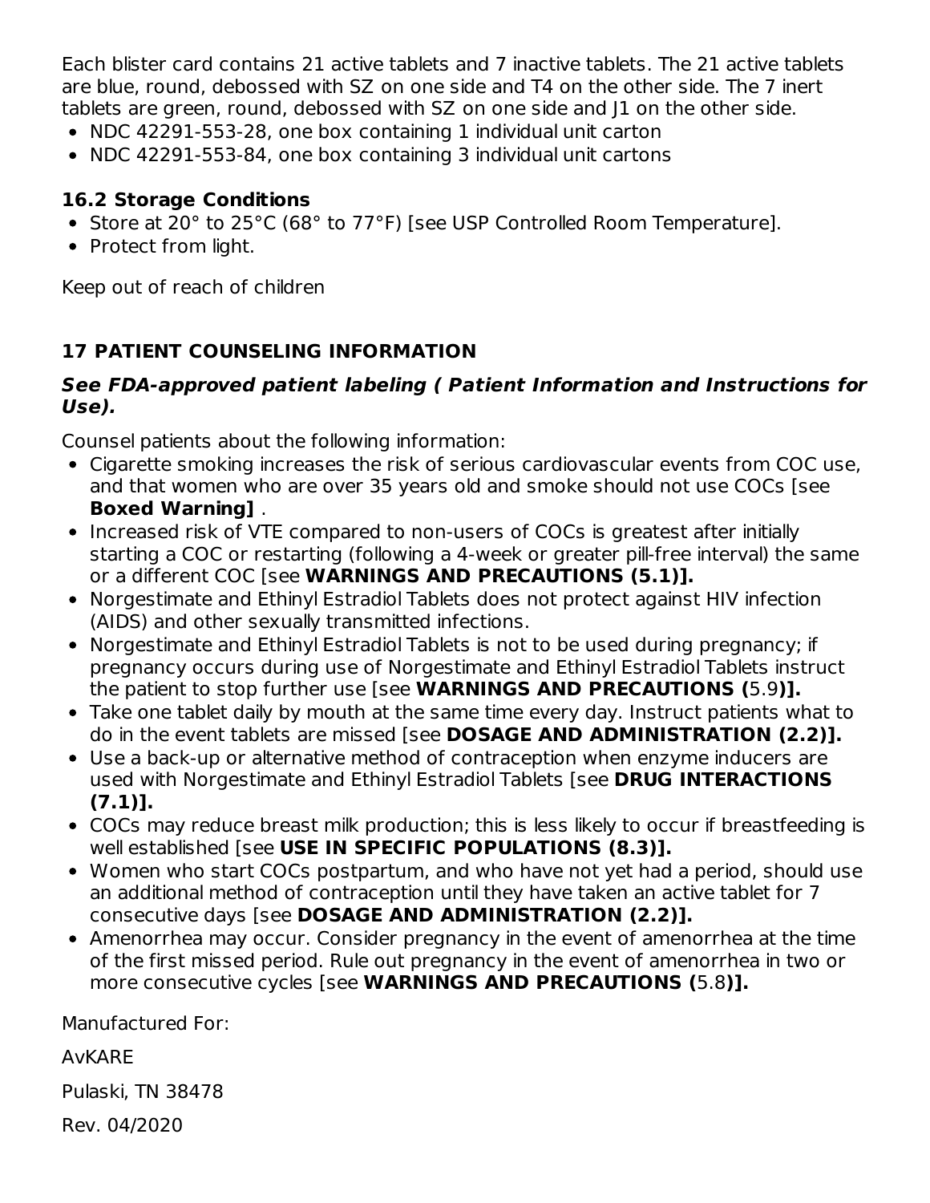Each blister card contains 21 active tablets and 7 inactive tablets. The 21 active tablets are blue, round, debossed with SZ on one side and T4 on the other side. The 7 inert tablets are green, round, debossed with SZ on one side and J1 on the other side.

- NDC 42291-553-28, one box containing 1 individual unit carton
- NDC 42291-553-84, one box containing 3 individual unit cartons

### 16.2 Storage Conditions

- Store at 20° to 25°C (68° to 77°F) [see USP Controlled Room Temperature].
- Protect from light.

Keep out of reach of children

## 17 PATIENT COUNSELING INFORMATION

***See FDA-approved patient labeling ( Patient Information and Instructions for Use).***

Counsel patients about the following information:

- Cigarette smoking increases the risk of serious cardiovascular events from COC use, and that women who are over 35 years old and smoke should not use COCs [see **Boxed Warning]** .
- Increased risk of VTE compared to non-users of COCs is greatest after initially starting a COC or restarting (following a 4-week or greater pill-free interval) the same or a different COC [see **WARNINGS AND PRECAUTIONS (5.1)].**
- Norgestimate and Ethinyl Estradiol Tablets does not protect against HIV infection (AIDS) and other sexually transmitted infections.
- Norgestimate and Ethinyl Estradiol Tablets is not to be used during pregnancy; if pregnancy occurs during use of Norgestimate and Ethinyl Estradiol Tablets instruct the patient to stop further use [see **WARNINGS AND PRECAUTIONS (**5.9**)].**
- Take one tablet daily by mouth at the same time every day. Instruct patients what to do in the event tablets are missed [see **DOSAGE AND ADMINISTRATION (2.2)].**
- Use a back-up or alternative method of contraception when enzyme inducers are used with Norgestimate and Ethinyl Estradiol Tablets [see **DRUG INTERACTIONS (7.1)].**
- COCs may reduce breast milk production; this is less likely to occur if breastfeeding is well established [see **USE IN SPECIFIC POPULATIONS (8.3)].**
- Women who start COCs postpartum, and who have not yet had a period, should use an additional method of contraception until they have taken an active tablet for 7 consecutive days [see **DOSAGE AND ADMINISTRATION (2.2)].**
- Amenorrhea may occur. Consider pregnancy in the event of amenorrhea at the time of the first missed period. Rule out pregnancy in the event of amenorrhea in two or more consecutive cycles [see **WARNINGS AND PRECAUTIONS (**5.8**)].**

Manufactured For:

AvKARE

Pulaski, TN 38478

Rev. 04/2020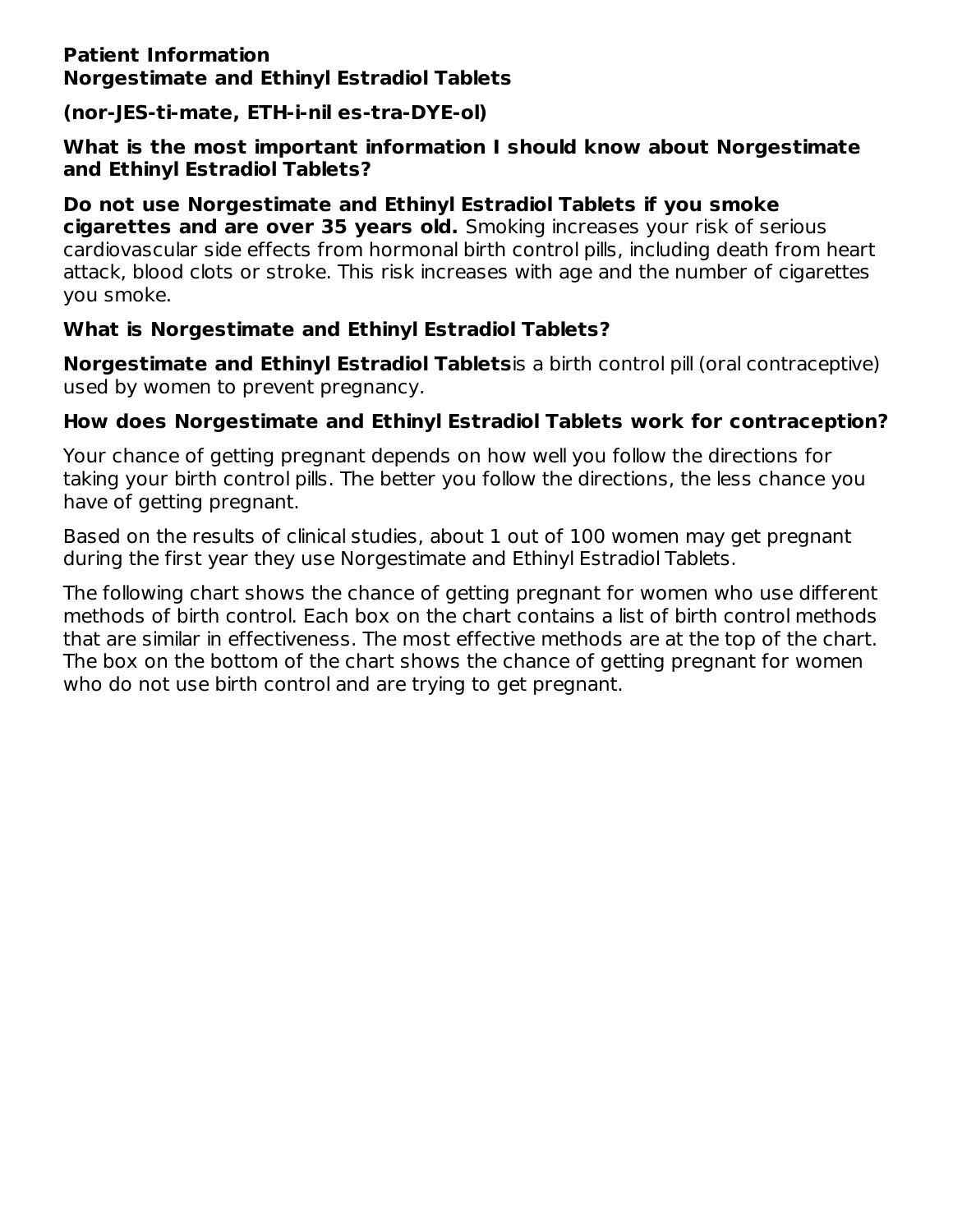**Patient Information**
**Norgestimate and Ethinyl Estradiol Tablets**

**(nor-JES-ti-mate, ETH-i-nil es-tra-DYE-ol)**

**What is the most important information I should know about Norgestimate and Ethinyl Estradiol Tablets?**

**Do not use Norgestimate and Ethinyl Estradiol Tablets if you smoke cigarettes and are over 35 years old.** Smoking increases your risk of serious cardiovascular side effects from hormonal birth control pills, including death from heart attack, blood clots or stroke. This risk increases with age and the number of cigarettes you smoke.

**What is Norgestimate and Ethinyl Estradiol Tablets?**

**Norgestimate and Ethinyl Estradiol Tablets**is a birth control pill (oral contraceptive) used by women to prevent pregnancy.

**How does Norgestimate and Ethinyl Estradiol Tablets work for contraception?**

Your chance of getting pregnant depends on how well you follow the directions for taking your birth control pills. The better you follow the directions, the less chance you have of getting pregnant.

Based on the results of clinical studies, about 1 out of 100 women may get pregnant during the first year they use Norgestimate and Ethinyl Estradiol Tablets.

The following chart shows the chance of getting pregnant for women who use different methods of birth control. Each box on the chart contains a list of birth control methods that are similar in effectiveness. The most effective methods are at the top of the chart. The box on the bottom of the chart shows the chance of getting pregnant for women who do not use birth control and are trying to get pregnant.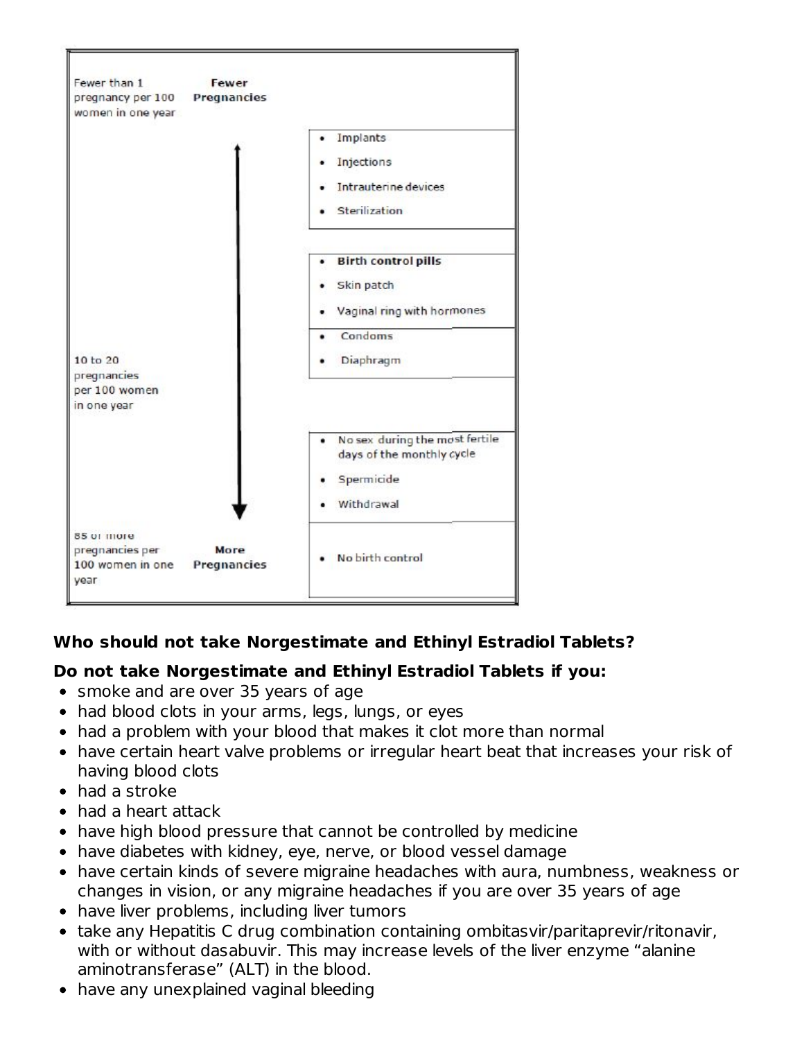| | | |
|---|---|---|
| Fewer than 1 pregnancy per 100 women in one year | **Fewer Pregnancies** | |
| | ↑ | • Implants<br>• Injections<br>• Intrauterine devices<br>• Sterilization |
| | | • **Birth control pills**<br>• Skin patch<br>• Vaginal ring with hormones |
| 10 to 20 pregnancies per 100 women in one year | | • Condoms<br>• Diaphragm |
| | ↓ | • No sex during the most fertile days of the monthly cycle<br>• Spermicide<br>• Withdrawal |
| 85 or more pregnancies per 100 women in one year | **More Pregnancies** | • No birth control |

**Who should not take Norgestimate and Ethinyl Estradiol Tablets?**

**Do not take Norgestimate and Ethinyl Estradiol Tablets if you:**

- smoke and are over 35 years of age
- had blood clots in your arms, legs, lungs, or eyes
- had a problem with your blood that makes it clot more than normal
- have certain heart valve problems or irregular heart beat that increases your risk of having blood clots
- had a stroke
- had a heart attack
- have high blood pressure that cannot be controlled by medicine
- have diabetes with kidney, eye, nerve, or blood vessel damage
- have certain kinds of severe migraine headaches with aura, numbness, weakness or changes in vision, or any migraine headaches if you are over 35 years of age
- have liver problems, including liver tumors
- take any Hepatitis C drug combination containing ombitasvir/paritaprevir/ritonavir, with or without dasabuvir. This may increase levels of the liver enzyme "alanine aminotransferase" (ALT) in the blood.
- have any unexplained vaginal bleeding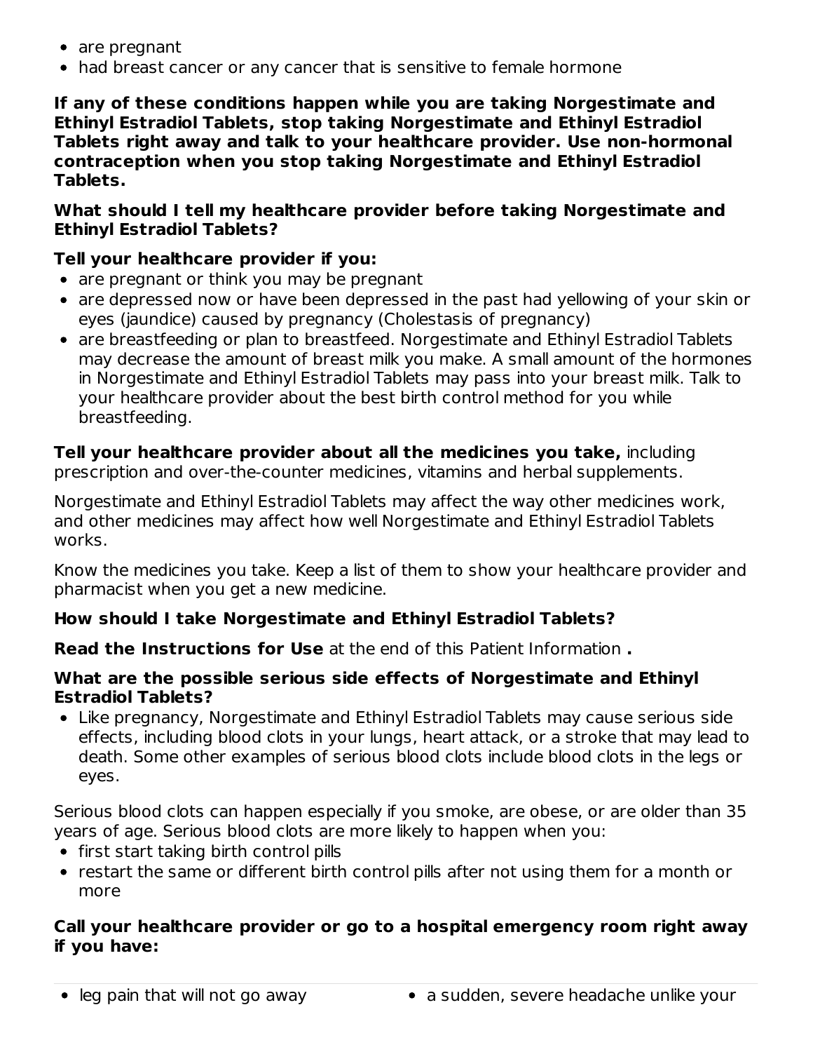- are pregnant
- had breast cancer or any cancer that is sensitive to female hormone

**If any of these conditions happen while you are taking Norgestimate and Ethinyl Estradiol Tablets, stop taking Norgestimate and Ethinyl Estradiol Tablets right away and talk to your healthcare provider. Use non-hormonal contraception when you stop taking Norgestimate and Ethinyl Estradiol Tablets.**

**What should I tell my healthcare provider before taking Norgestimate and Ethinyl Estradiol Tablets?**

**Tell your healthcare provider if you:**

- are pregnant or think you may be pregnant
- are depressed now or have been depressed in the past had yellowing of your skin or eyes (jaundice) caused by pregnancy (Cholestasis of pregnancy)
- are breastfeeding or plan to breastfeed. Norgestimate and Ethinyl Estradiol Tablets may decrease the amount of breast milk you make. A small amount of the hormones in Norgestimate and Ethinyl Estradiol Tablets may pass into your breast milk. Talk to your healthcare provider about the best birth control method for you while breastfeeding.

**Tell your healthcare provider about all the medicines you take,** including prescription and over-the-counter medicines, vitamins and herbal supplements.

Norgestimate and Ethinyl Estradiol Tablets may affect the way other medicines work, and other medicines may affect how well Norgestimate and Ethinyl Estradiol Tablets works.

Know the medicines you take. Keep a list of them to show your healthcare provider and pharmacist when you get a new medicine.

**How should I take Norgestimate and Ethinyl Estradiol Tablets?**

**Read the Instructions for Use** at the end of this Patient Information **.**

**What are the possible serious side effects of Norgestimate and Ethinyl Estradiol Tablets?**

- Like pregnancy, Norgestimate and Ethinyl Estradiol Tablets may cause serious side effects, including blood clots in your lungs, heart attack, or a stroke that may lead to death. Some other examples of serious blood clots include blood clots in the legs or eyes.

Serious blood clots can happen especially if you smoke, are obese, or are older than 35 years of age. Serious blood clots are more likely to happen when you:

- first start taking birth control pills
- restart the same or different birth control pills after not using them for a month or more

**Call your healthcare provider or go to a hospital emergency room right away if you have:**

- leg pain that will not go away
- a sudden, severe headache unlike your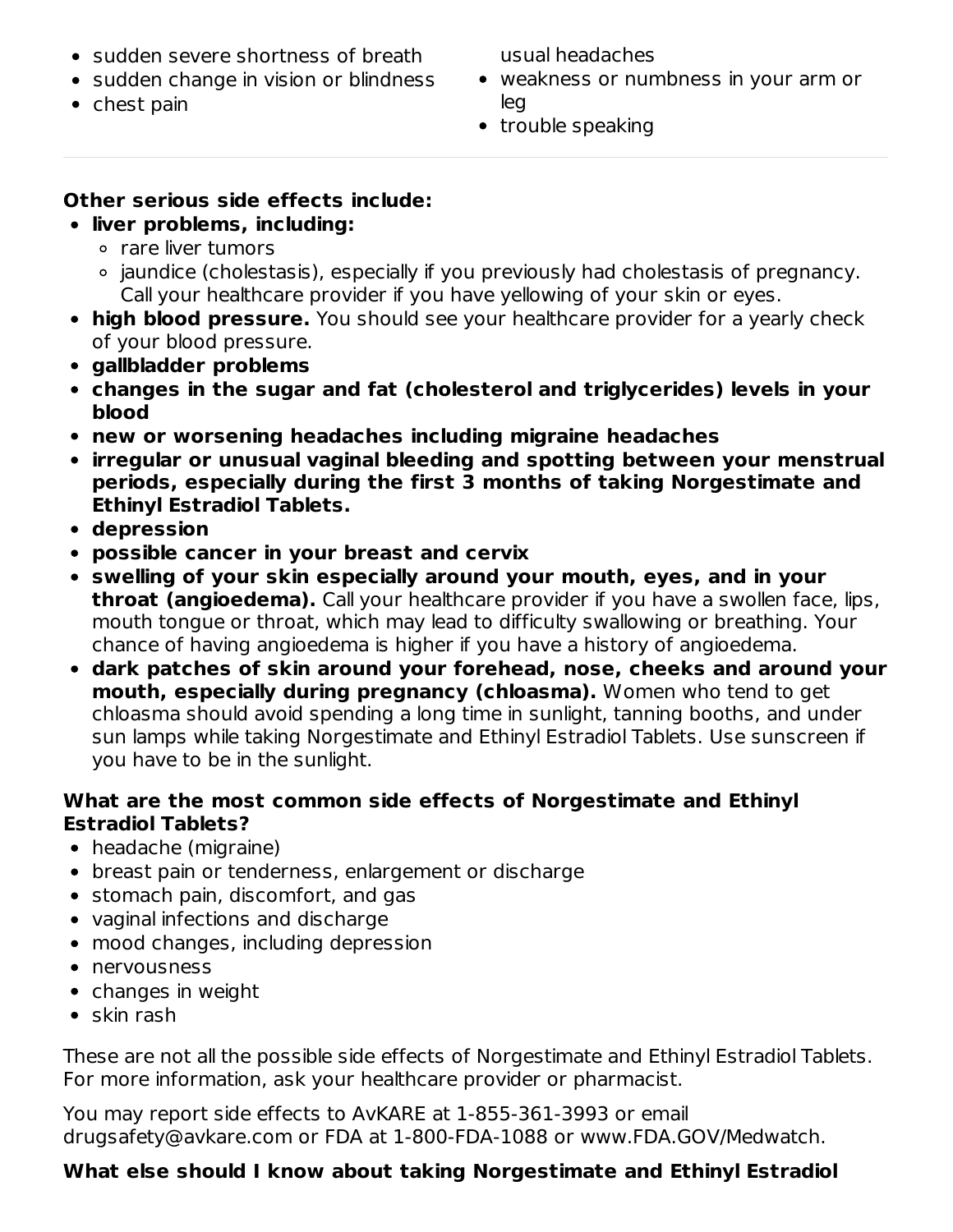- sudden severe shortness of breath
- sudden change in vision or blindness
- chest pain
- usual headaches
- weakness or numbness in your arm or leg
- trouble speaking

---

**Other serious side effects include:**

- **liver problems, including:**
  - rare liver tumors
  - jaundice (cholestasis), especially if you previously had cholestasis of pregnancy. Call your healthcare provider if you have yellowing of your skin or eyes.
- **high blood pressure.** You should see your healthcare provider for a yearly check of your blood pressure.
- **gallbladder problems**
- **changes in the sugar and fat (cholesterol and triglycerides) levels in your blood**
- **new or worsening headaches including migraine headaches**
- **irregular or unusual vaginal bleeding and spotting between your menstrual periods, especially during the first 3 months of taking Norgestimate and Ethinyl Estradiol Tablets.**
- **depression**
- **possible cancer in your breast and cervix**
- **swelling of your skin especially around your mouth, eyes, and in your throat (angioedema).** Call your healthcare provider if you have a swollen face, lips, mouth tongue or throat, which may lead to difficulty swallowing or breathing. Your chance of having angioedema is higher if you have a history of angioedema.
- **dark patches of skin around your forehead, nose, cheeks and around your mouth, especially during pregnancy (chloasma).** Women who tend to get chloasma should avoid spending a long time in sunlight, tanning booths, and under sun lamps while taking Norgestimate and Ethinyl Estradiol Tablets. Use sunscreen if you have to be in the sunlight.

**What are the most common side effects of Norgestimate and Ethinyl Estradiol Tablets?**

- headache (migraine)
- breast pain or tenderness, enlargement or discharge
- stomach pain, discomfort, and gas
- vaginal infections and discharge
- mood changes, including depression
- nervousness
- changes in weight
- skin rash

These are not all the possible side effects of Norgestimate and Ethinyl Estradiol Tablets. For more information, ask your healthcare provider or pharmacist.

You may report side effects to AvKARE at 1-855-361-3993 or email drugsafety@avkare.com or FDA at 1-800-FDA-1088 or www.FDA.GOV/Medwatch.

**What else should I know about taking Norgestimate and Ethinyl Estradiol**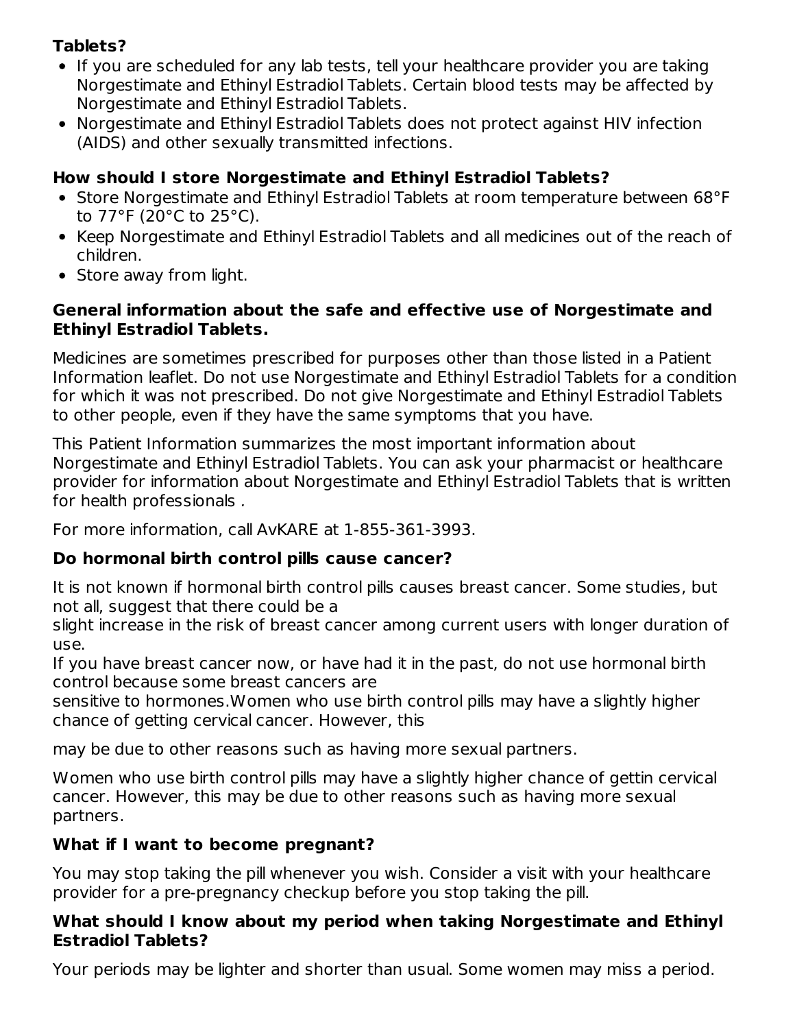**Tablets?**

- If you are scheduled for any lab tests, tell your healthcare provider you are taking Norgestimate and Ethinyl Estradiol Tablets. Certain blood tests may be affected by Norgestimate and Ethinyl Estradiol Tablets.
- Norgestimate and Ethinyl Estradiol Tablets does not protect against HIV infection (AIDS) and other sexually transmitted infections.

### How should I store Norgestimate and Ethinyl Estradiol Tablets?

- Store Norgestimate and Ethinyl Estradiol Tablets at room temperature between 68°F to 77°F (20°C to 25°C).
- Keep Norgestimate and Ethinyl Estradiol Tablets and all medicines out of the reach of children.
- Store away from light.

### General information about the safe and effective use of Norgestimate and Ethinyl Estradiol Tablets.

Medicines are sometimes prescribed for purposes other than those listed in a Patient Information leaflet. Do not use Norgestimate and Ethinyl Estradiol Tablets for a condition for which it was not prescribed. Do not give Norgestimate and Ethinyl Estradiol Tablets to other people, even if they have the same symptoms that you have.

This Patient Information summarizes the most important information about Norgestimate and Ethinyl Estradiol Tablets. You can ask your pharmacist or healthcare provider for information about Norgestimate and Ethinyl Estradiol Tablets that is written for health professionals .

For more information, call AvKARE at 1-855-361-3993.

### Do hormonal birth control pills cause cancer?

It is not known if hormonal birth control pills causes breast cancer. Some studies, but not all, suggest that there could be a
slight increase in the risk of breast cancer among current users with longer duration of use.
If you have breast cancer now, or have had it in the past, do not use hormonal birth control because some breast cancers are
sensitive to hormones.Women who use birth control pills may have a slightly higher chance of getting cervical cancer. However, this

may be due to other reasons such as having more sexual partners.

Women who use birth control pills may have a slightly higher chance of gettin cervical cancer. However, this may be due to other reasons such as having more sexual partners.

### What if I want to become pregnant?

You may stop taking the pill whenever you wish. Consider a visit with your healthcare provider for a pre-pregnancy checkup before you stop taking the pill.

### What should I know about my period when taking Norgestimate and Ethinyl Estradiol Tablets?

Your periods may be lighter and shorter than usual. Some women may miss a period.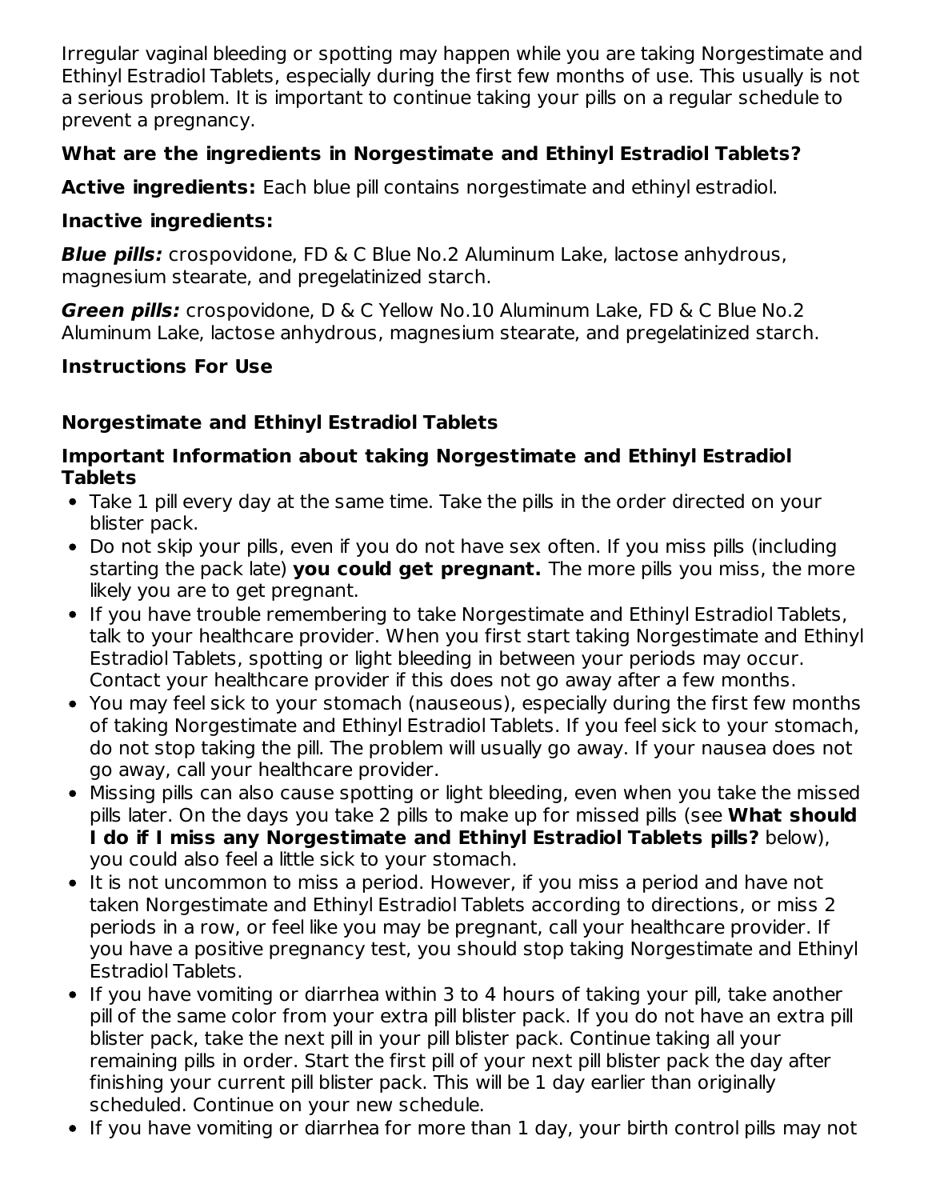Irregular vaginal bleeding or spotting may happen while you are taking Norgestimate and Ethinyl Estradiol Tablets, especially during the first few months of use. This usually is not a serious problem. It is important to continue taking your pills on a regular schedule to prevent a pregnancy.

### What are the ingredients in Norgestimate and Ethinyl Estradiol Tablets?

**Active ingredients:** Each blue pill contains norgestimate and ethinyl estradiol.

**Inactive ingredients:**

***Blue pills:*** crospovidone, FD & C Blue No.2 Aluminum Lake, lactose anhydrous, magnesium stearate, and pregelatinized starch.

***Green pills:*** crospovidone, D & C Yellow No.10 Aluminum Lake, FD & C Blue No.2 Aluminum Lake, lactose anhydrous, magnesium stearate, and pregelatinized starch.

### Instructions For Use

### Norgestimate and Ethinyl Estradiol Tablets

### Important Information about taking Norgestimate and Ethinyl Estradiol Tablets

- Take 1 pill every day at the same time. Take the pills in the order directed on your blister pack.
- Do not skip your pills, even if you do not have sex often. If you miss pills (including starting the pack late) **you could get pregnant.** The more pills you miss, the more likely you are to get pregnant.
- If you have trouble remembering to take Norgestimate and Ethinyl Estradiol Tablets, talk to your healthcare provider. When you first start taking Norgestimate and Ethinyl Estradiol Tablets, spotting or light bleeding in between your periods may occur. Contact your healthcare provider if this does not go away after a few months.
- You may feel sick to your stomach (nauseous), especially during the first few months of taking Norgestimate and Ethinyl Estradiol Tablets. If you feel sick to your stomach, do not stop taking the pill. The problem will usually go away. If your nausea does not go away, call your healthcare provider.
- Missing pills can also cause spotting or light bleeding, even when you take the missed pills later. On the days you take 2 pills to make up for missed pills (see **What should I do if I miss any Norgestimate and Ethinyl Estradiol Tablets pills?** below), you could also feel a little sick to your stomach.
- It is not uncommon to miss a period. However, if you miss a period and have not taken Norgestimate and Ethinyl Estradiol Tablets according to directions, or miss 2 periods in a row, or feel like you may be pregnant, call your healthcare provider. If you have a positive pregnancy test, you should stop taking Norgestimate and Ethinyl Estradiol Tablets.
- If you have vomiting or diarrhea within 3 to 4 hours of taking your pill, take another pill of the same color from your extra pill blister pack. If you do not have an extra pill blister pack, take the next pill in your pill blister pack. Continue taking all your remaining pills in order. Start the first pill of your next pill blister pack the day after finishing your current pill blister pack. This will be 1 day earlier than originally scheduled. Continue on your new schedule.
- If you have vomiting or diarrhea for more than 1 day, your birth control pills may not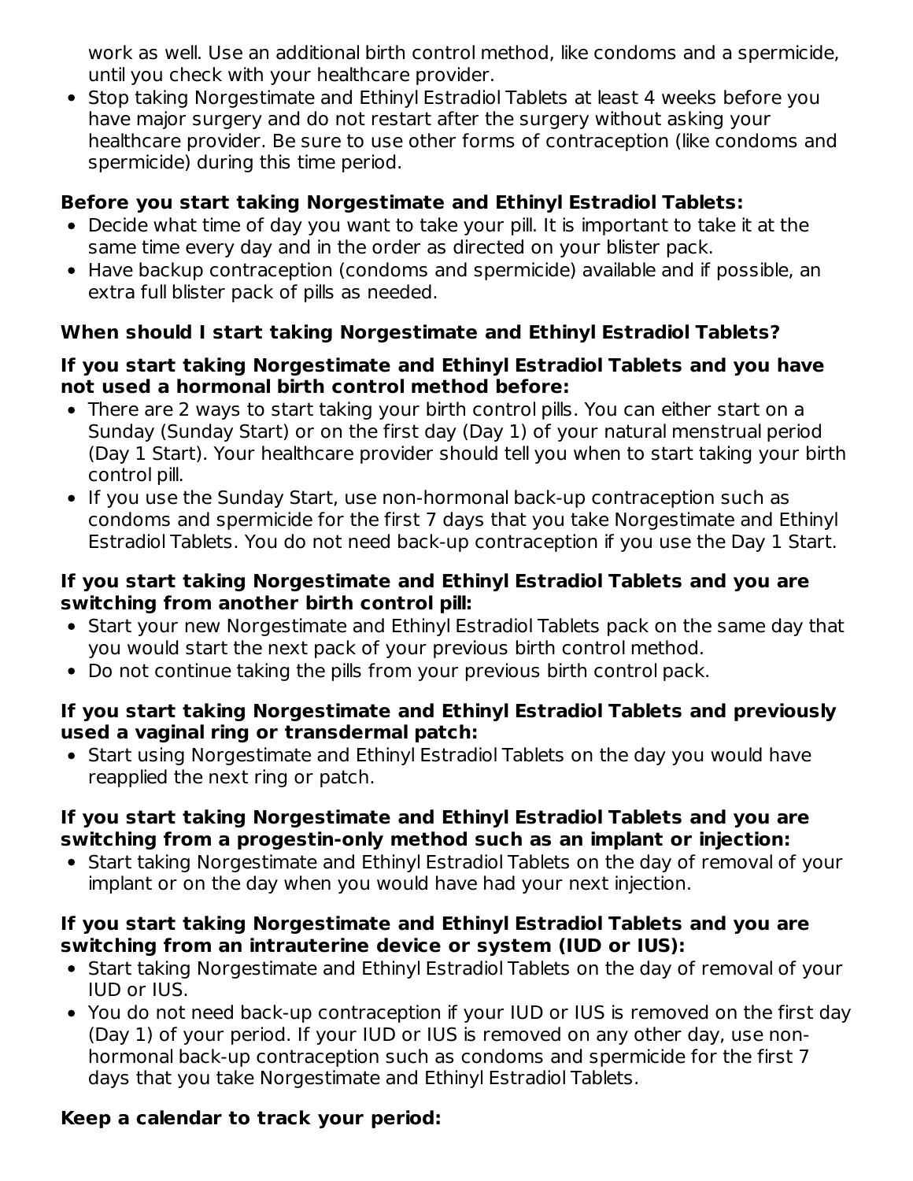work as well. Use an additional birth control method, like condoms and a spermicide, until you check with your healthcare provider.

- Stop taking Norgestimate and Ethinyl Estradiol Tablets at least 4 weeks before you have major surgery and do not restart after the surgery without asking your healthcare provider. Be sure to use other forms of contraception (like condoms and spermicide) during this time period.

**Before you start taking Norgestimate and Ethinyl Estradiol Tablets:**

- Decide what time of day you want to take your pill. It is important to take it at the same time every day and in the order as directed on your blister pack.
- Have backup contraception (condoms and spermicide) available and if possible, an extra full blister pack of pills as needed.

**When should I start taking Norgestimate and Ethinyl Estradiol Tablets?**

**If you start taking Norgestimate and Ethinyl Estradiol Tablets and you have not used a hormonal birth control method before:**

- There are 2 ways to start taking your birth control pills. You can either start on a Sunday (Sunday Start) or on the first day (Day 1) of your natural menstrual period (Day 1 Start). Your healthcare provider should tell you when to start taking your birth control pill.
- If you use the Sunday Start, use non-hormonal back-up contraception such as condoms and spermicide for the first 7 days that you take Norgestimate and Ethinyl Estradiol Tablets. You do not need back-up contraception if you use the Day 1 Start.

**If you start taking Norgestimate and Ethinyl Estradiol Tablets and you are switching from another birth control pill:**

- Start your new Norgestimate and Ethinyl Estradiol Tablets pack on the same day that you would start the next pack of your previous birth control method.
- Do not continue taking the pills from your previous birth control pack.

**If you start taking Norgestimate and Ethinyl Estradiol Tablets and previously used a vaginal ring or transdermal patch:**

- Start using Norgestimate and Ethinyl Estradiol Tablets on the day you would have reapplied the next ring or patch.

**If you start taking Norgestimate and Ethinyl Estradiol Tablets and you are switching from a progestin-only method such as an implant or injection:**

- Start taking Norgestimate and Ethinyl Estradiol Tablets on the day of removal of your implant or on the day when you would have had your next injection.

**If you start taking Norgestimate and Ethinyl Estradiol Tablets and you are switching from an intrauterine device or system (IUD or IUS):**

- Start taking Norgestimate and Ethinyl Estradiol Tablets on the day of removal of your IUD or IUS.
- You do not need back-up contraception if your IUD or IUS is removed on the first day (Day 1) of your period. If your IUD or IUS is removed on any other day, use non-hormonal back-up contraception such as condoms and spermicide for the first 7 days that you take Norgestimate and Ethinyl Estradiol Tablets.

**Keep a calendar to track your period:**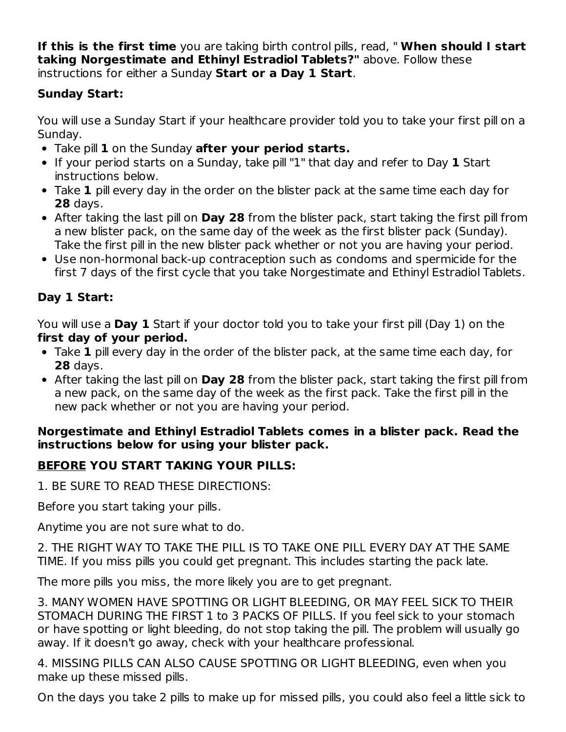**If this is the first time** you are taking birth control pills, read, " **When should I start taking Norgestimate and Ethinyl Estradiol Tablets?"** above. Follow these instructions for either a Sunday **Start or a Day 1 Start**.

**Sunday Start:**

You will use a Sunday Start if your healthcare provider told you to take your first pill on a Sunday.

- Take pill **1** on the Sunday **after your period starts.**
- If your period starts on a Sunday, take pill "1" that day and refer to Day **1** Start instructions below.
- Take **1** pill every day in the order on the blister pack at the same time each day for **28** days.
- After taking the last pill on **Day 28** from the blister pack, start taking the first pill from a new blister pack, on the same day of the week as the first blister pack (Sunday). Take the first pill in the new blister pack whether or not you are having your period.
- Use non-hormonal back-up contraception such as condoms and spermicide for the first 7 days of the first cycle that you take Norgestimate and Ethinyl Estradiol Tablets.

**Day 1 Start:**

You will use a **Day 1** Start if your doctor told you to take your first pill (Day 1) on the **first day of your period.**

- Take **1** pill every day in the order of the blister pack, at the same time each day, for **28** days.
- After taking the last pill on **Day 28** from the blister pack, start taking the first pill from a new pack, on the same day of the week as the first pack. Take the first pill in the new pack whether or not you are having your period.

**Norgestimate and Ethinyl Estradiol Tablets comes in a blister pack. Read the instructions below for using your blister pack.**

**<u>BEFORE</u> YOU START TAKING YOUR PILLS:**

1. BE SURE TO READ THESE DIRECTIONS:

Before you start taking your pills.

Anytime you are not sure what to do.

2. THE RIGHT WAY TO TAKE THE PILL IS TO TAKE ONE PILL EVERY DAY AT THE SAME TIME. If you miss pills you could get pregnant. This includes starting the pack late.

The more pills you miss, the more likely you are to get pregnant.

3. MANY WOMEN HAVE SPOTTING OR LIGHT BLEEDING, OR MAY FEEL SICK TO THEIR STOMACH DURING THE FIRST 1 to 3 PACKS OF PILLS. If you feel sick to your stomach or have spotting or light bleeding, do not stop taking the pill. The problem will usually go away. If it doesn't go away, check with your healthcare professional.

4. MISSING PILLS CAN ALSO CAUSE SPOTTING OR LIGHT BLEEDING, even when you make up these missed pills.

On the days you take 2 pills to make up for missed pills, you could also feel a little sick to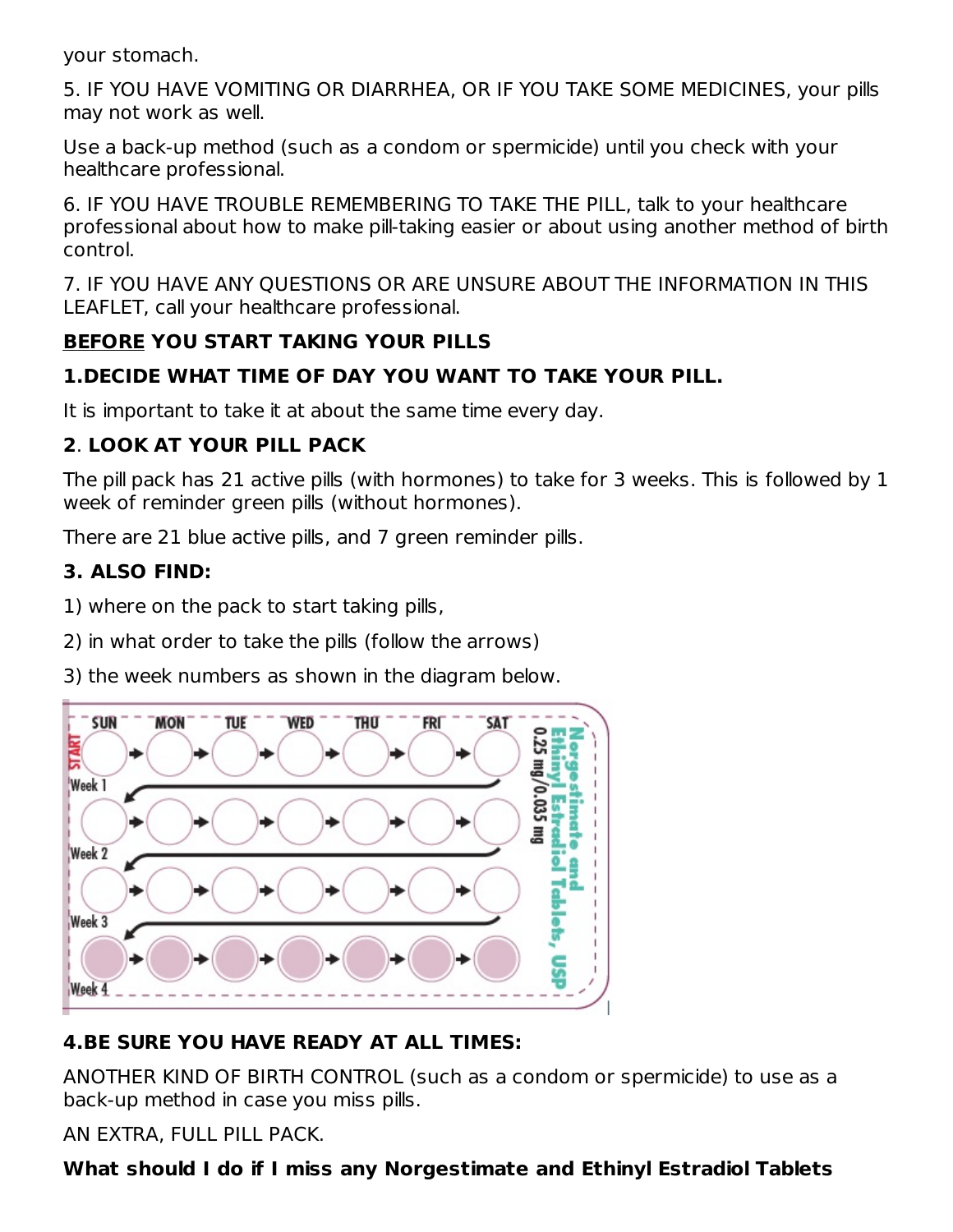your stomach.

5. IF YOU HAVE VOMITING OR DIARRHEA, OR IF YOU TAKE SOME MEDICINES, your pills may not work as well.

Use a back-up method (such as a condom or spermicide) until you check with your healthcare professional.

6. IF YOU HAVE TROUBLE REMEMBERING TO TAKE THE PILL, talk to your healthcare professional about how to make pill-taking easier or about using another method of birth control.

7. IF YOU HAVE ANY QUESTIONS OR ARE UNSURE ABOUT THE INFORMATION IN THIS LEAFLET, call your healthcare professional.

**BEFORE YOU START TAKING YOUR PILLS**

**1.DECIDE WHAT TIME OF DAY YOU WANT TO TAKE YOUR PILL.**

It is important to take it at about the same time every day.

**2. LOOK AT YOUR PILL PACK**

The pill pack has 21 active pills (with hormones) to take for 3 weeks. This is followed by 1 week of reminder green pills (without hormones).

There are 21 blue active pills, and 7 green reminder pills.

**3. ALSO FIND:**

1) where on the pack to start taking pills,

2) in what order to take the pills (follow the arrows)

3) the week numbers as shown in the diagram below.

**4.BE SURE YOU HAVE READY AT ALL TIMES:**

ANOTHER KIND OF BIRTH CONTROL (such as a condom or spermicide) to use as a back-up method in case you miss pills.

AN EXTRA, FULL PILL PACK.

**What should I do if I miss any Norgestimate and Ethinyl Estradiol Tablets**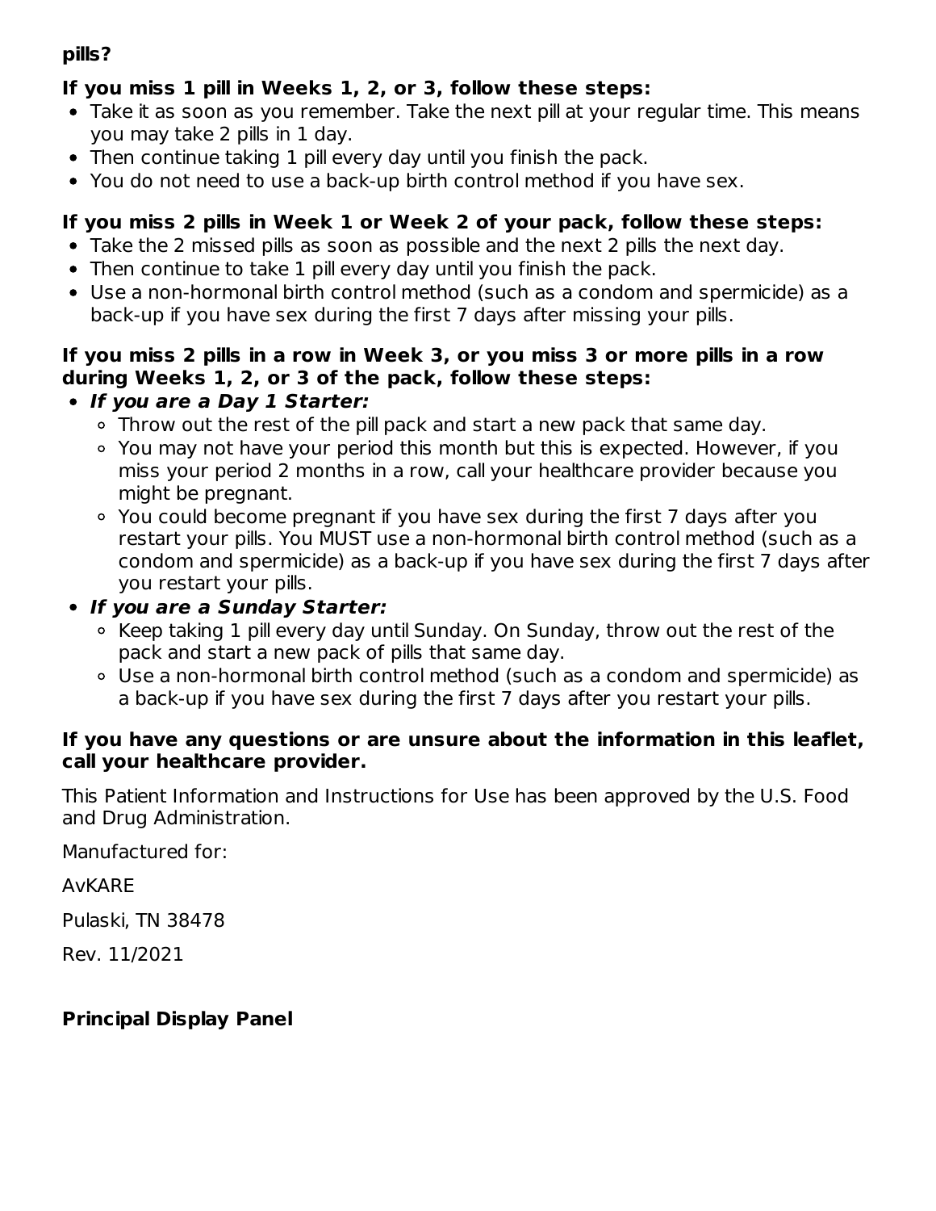**pills?**

**If you miss 1 pill in Weeks 1, 2, or 3, follow these steps:**

- Take it as soon as you remember. Take the next pill at your regular time. This means you may take 2 pills in 1 day.
- Then continue taking 1 pill every day until you finish the pack.
- You do not need to use a back-up birth control method if you have sex.

**If you miss 2 pills in Week 1 or Week 2 of your pack, follow these steps:**

- Take the 2 missed pills as soon as possible and the next 2 pills the next day.
- Then continue to take 1 pill every day until you finish the pack.
- Use a non-hormonal birth control method (such as a condom and spermicide) as a back-up if you have sex during the first 7 days after missing your pills.

**If you miss 2 pills in a row in Week 3, or you miss 3 or more pills in a row during Weeks 1, 2, or 3 of the pack, follow these steps:**

- ***If you are a Day 1 Starter:***
  - Throw out the rest of the pill pack and start a new pack that same day.
  - You may not have your period this month but this is expected. However, if you miss your period 2 months in a row, call your healthcare provider because you might be pregnant.
  - You could become pregnant if you have sex during the first 7 days after you restart your pills. You MUST use a non-hormonal birth control method (such as a condom and spermicide) as a back-up if you have sex during the first 7 days after you restart your pills.
- ***If you are a Sunday Starter:***
  - Keep taking 1 pill every day until Sunday. On Sunday, throw out the rest of the pack and start a new pack of pills that same day.
  - Use a non-hormonal birth control method (such as a condom and spermicide) as a back-up if you have sex during the first 7 days after you restart your pills.

**If you have any questions or are unsure about the information in this leaflet, call your healthcare provider.**

This Patient Information and Instructions for Use has been approved by the U.S. Food and Drug Administration.

Manufactured for:

AvKARE

Pulaski, TN 38478

Rev. 11/2021

**Principal Display Panel**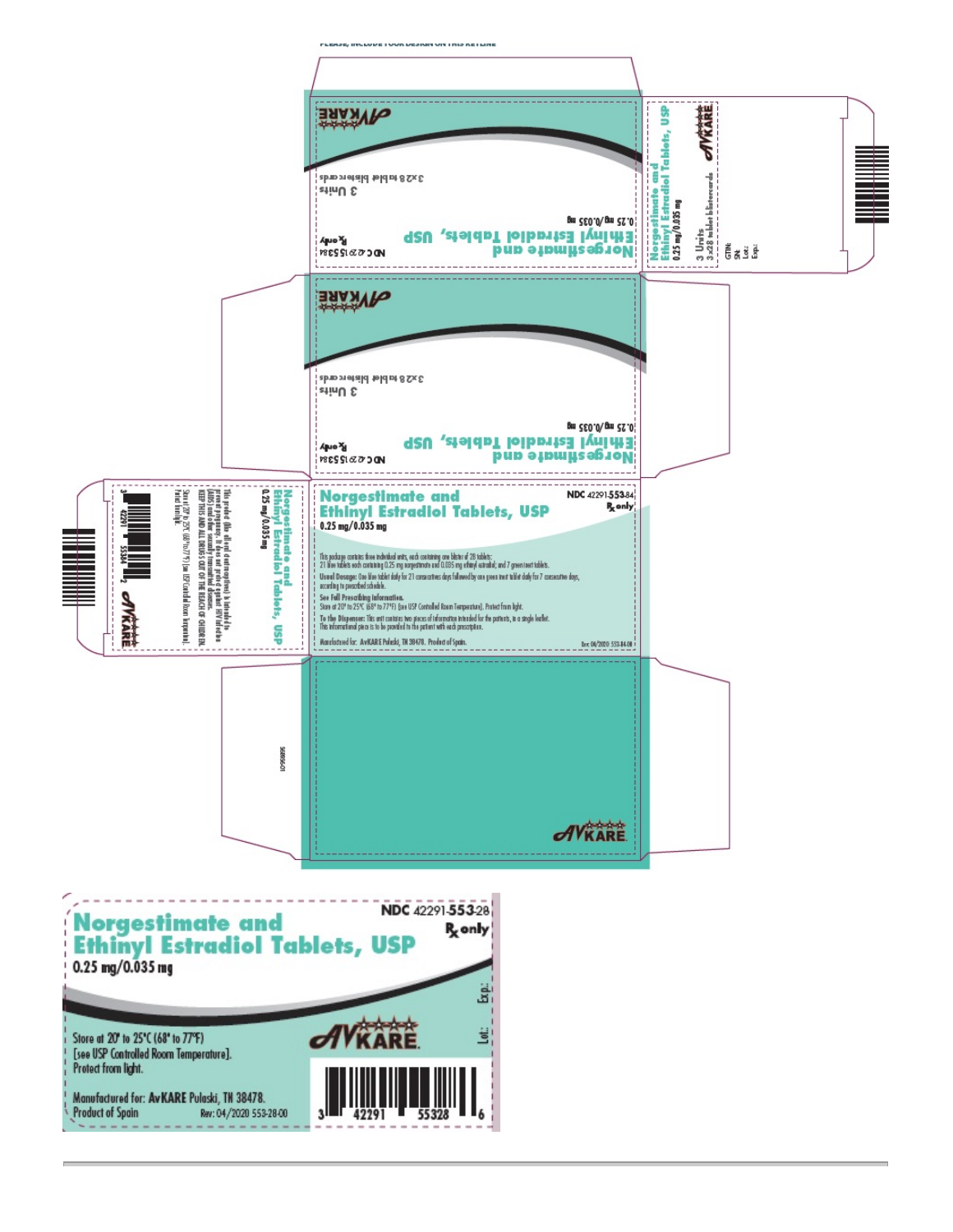PLEASE, INCLUDE YOUR DESIGN ON THIS KEYLINE

AVKARE

3x28 tablet blistercards
3 Units

Norgestimate and
Ethinyl Estradiol Tablets, USP
0.25 mg/0.035 mg

NDC 42291-553-84
℞ only

Norgestimate and
Ethinyl Estradiol Tablets, USP
0.25 mg/0.035 mg

3 Units
3x28 tablet blistercards

GTIN:
SN:
Lot:
Exp:

AVKARE

Norgestimate and
Ethinyl Estradiol Tablets, USP
0.25 mg/0.035 mg

This product (like all oral contraceptives) is intended to prevent pregnancy. It does not protect against HIV infection (AIDS) and other sexually transmitted diseases.
KEEP THIS AND ALL DRUGS OUT OF THE REACH OF CHILDREN.
Store at 20° to 25°C (68° to 77°F) [see USP Controlled Room Temperature]. Protect from light.

3 42291 55384 2

AVKARE

## Norgestimate and Ethinyl Estradiol Tablets, USP

0.25 mg/0.035 mg

NDC 42291-553-84
℞ only

This package contains three individual units, each containing one blister of 28 tablets:
21 blue tablets each containing 0.25 mg norgestimate and 0.035 mg ethinyl estradiol; and 7 green inert tablets.

**Usual Dosage:** One blue tablet daily for 21 consecutive days followed by one green inert tablet daily for 7 consecutive days, according to prescribed schedule.

**See Full Prescribing Information.**
Store at 20° to 25°C (68° to 77°F) [see USP Controlled Room Temperature]. Protect from light.

**To the Dispenser:** This unit contains two pieces of information intended for the patients, in a single leaflet. This informational piece is to be provided to the patient with each prescription.

Manufactured for: AvKARE Pulaski, TN 38478. Product of Spain.

Rev. 04/2020 553-84-00

56896501

AVKARE

## Norgestimate and Ethinyl Estradiol Tablets, USP

0.25 mg/0.035 mg

NDC 42291-553-28
℞ only

Store at 20° to 25°C (68° to 77°F)
[see USP Controlled Room Temperature].
Protect from light.

Manufactured for: AvKARE Pulaski, TN 38478.
Product of Spain

Rev: 04/2020 553-28-00

AVKARE

Lot:
Exp:

3 42291 55328 6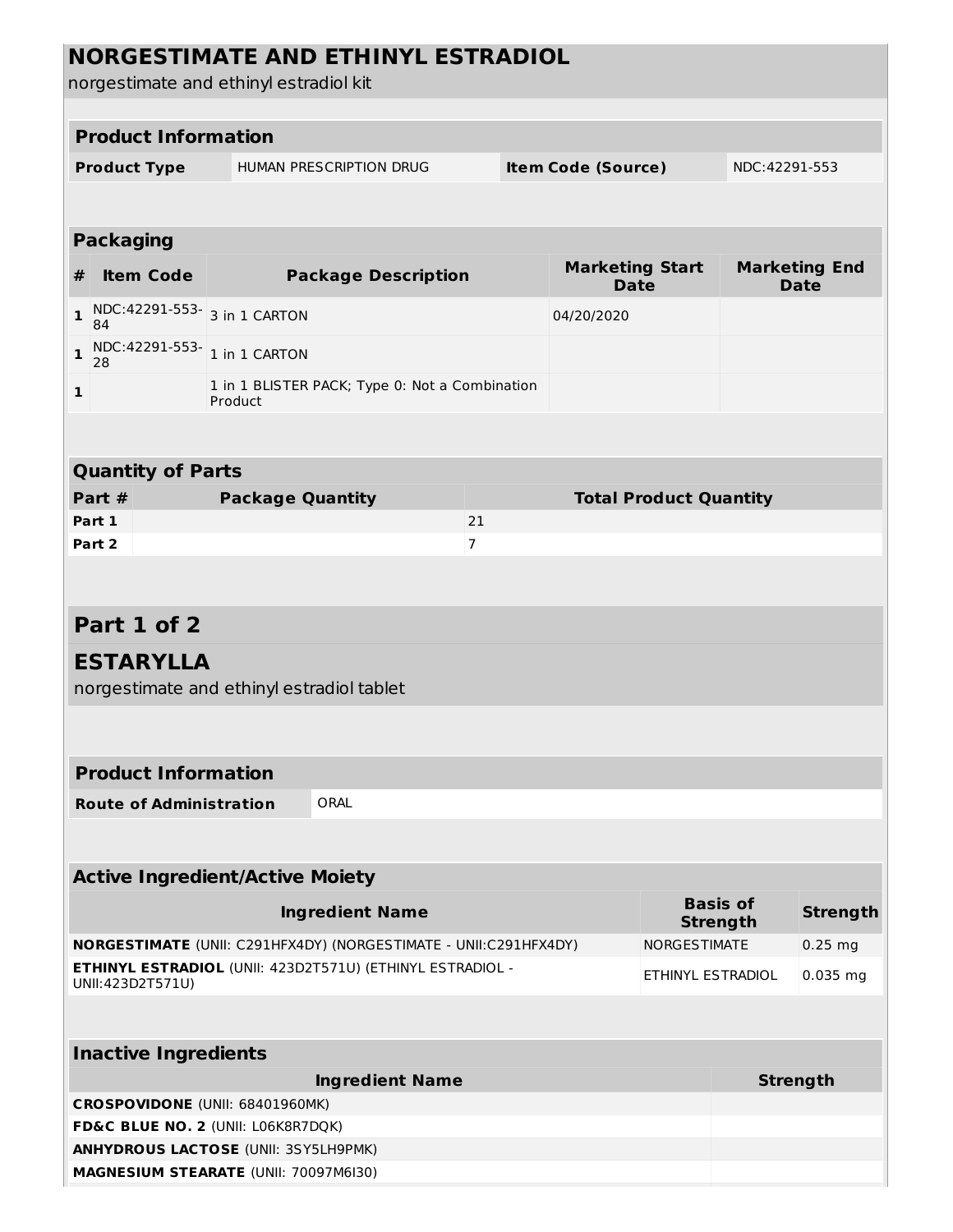# NORGESTIMATE AND ETHINYL ESTRADIOL

norgestimate and ethinyl estradiol kit

| Product Information | | | |
|---|---|---|---|
| **Product Type** | HUMAN PRESCRIPTION DRUG | **Item Code (Source)** | NDC:42291-553 |

| Packaging | | | | |
|---|---|---|---|---|
| **#** | **Item Code** | **Package Description** | **Marketing Start Date** | **Marketing End Date** |
| **1** | NDC:42291-553-84 | 3 in 1 CARTON | 04/20/2020 | |
| **1** | NDC:42291-553-28 | 1 in 1 CARTON | | |
| **1** | | 1 in 1 BLISTER PACK; Type 0: Not a Combination Product | | |

| Quantity of Parts | | |
|---|---|---|
| **Part #** | **Package Quantity** | **Total Product Quantity** |
| **Part 1** | | 21 |
| **Part 2** | | 7 |

## Part 1 of 2

## ESTARYLLA

norgestimate and ethinyl estradiol tablet

| Product Information | |
|---|---|
| **Route of Administration** | ORAL |

| Active Ingredient/Active Moiety | | |
|---|---|---|
| **Ingredient Name** | **Basis of Strength** | **Strength** |
| **NORGESTIMATE** (UNII: C291HFX4DY) (NORGESTIMATE - UNII:C291HFX4DY) | NORGESTIMATE | 0.25 mg |
| **ETHINYL ESTRADIOL** (UNII: 423D2T571U) (ETHINYL ESTRADIOL - UNII:423D2T571U) | ETHINYL ESTRADIOL | 0.035 mg |

| Inactive Ingredients | |
|---|---|
| **Ingredient Name** | **Strength** |
| **CROSPOVIDONE** (UNII: 68401960MK) | |
| **FD&C BLUE NO. 2** (UNII: L06K8R7DQK) | |
| **ANHYDROUS LACTOSE** (UNII: 3SY5LH9PMK) | |
| **MAGNESIUM STEARATE** (UNII: 70097M6I30) | |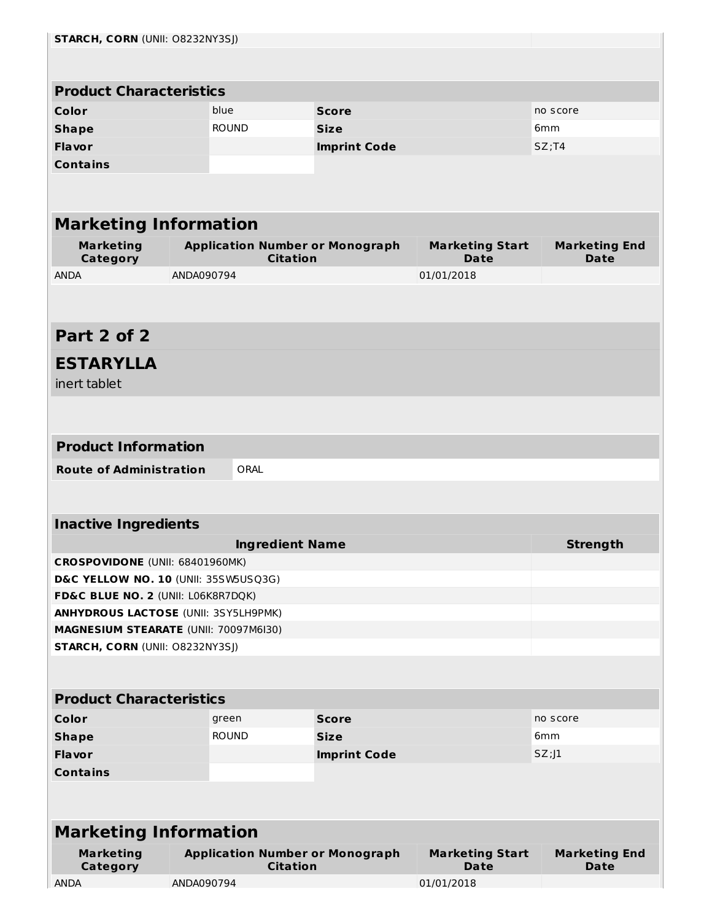| | |
|---|---|
| **STARCH, CORN** (UNII: O8232NY3SJ) | |

| Product Characteristics | | | |
|---|---|---|---|
| **Color** | blue | **Score** | no score |
| **Shape** | ROUND | **Size** | 6mm |
| **Flavor** | | **Imprint Code** | SZ;T4 |
| **Contains** | | | |

| Marketing Information | | | |
|---|---|---|---|
| **Marketing Category** | **Application Number or Monograph Citation** | **Marketing Start Date** | **Marketing End Date** |
| ANDA | ANDA090794 | 01/01/2018 | |

## Part 2 of 2

## ESTARYLLA

inert tablet

| Product Information | |
|---|---|
| **Route of Administration** | ORAL |

| Inactive Ingredients | |
|---|---|
| **Ingredient Name** | **Strength** |
| **CROSPOVIDONE** (UNII: 68401960MK) | |
| **D&C YELLOW NO. 10** (UNII: 35SW5USQ3G) | |
| **FD&C BLUE NO. 2** (UNII: L06K8R7DQK) | |
| **ANHYDROUS LACTOSE** (UNII: 3SY5LH9PMK) | |
| **MAGNESIUM STEARATE** (UNII: 70097M6I30) | |
| **STARCH, CORN** (UNII: O8232NY3SJ) | |

| Product Characteristics | | | |
|---|---|---|---|
| **Color** | green | **Score** | no score |
| **Shape** | ROUND | **Size** | 6mm |
| **Flavor** | | **Imprint Code** | SZ;J1 |
| **Contains** | | | |

| Marketing Information | | | |
|---|---|---|---|
| **Marketing Category** | **Application Number or Monograph Citation** | **Marketing Start Date** | **Marketing End Date** |
| ANDA | ANDA090794 | 01/01/2018 | |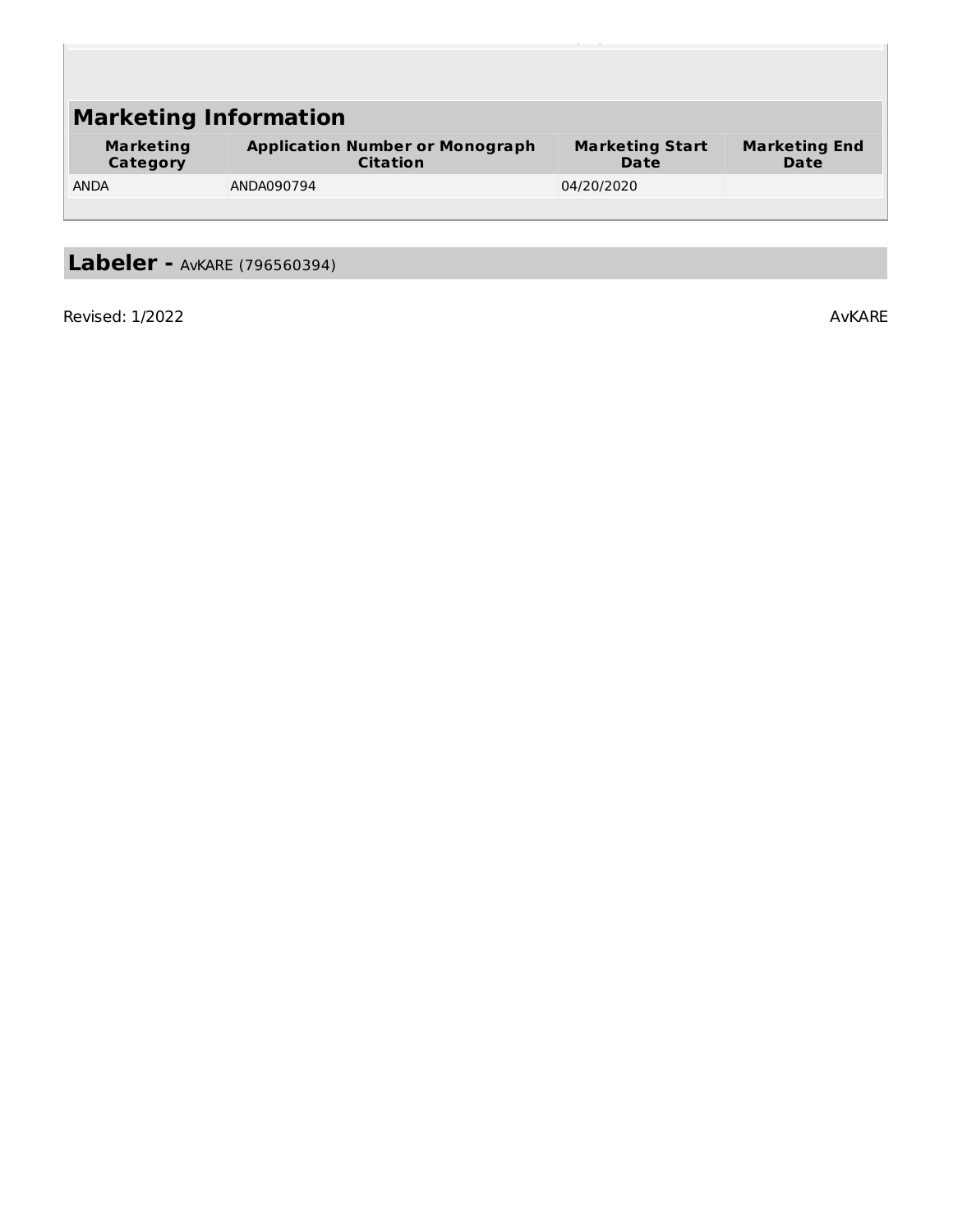## Marketing Information

| Marketing Category | Application Number or Monograph Citation | Marketing Start Date | Marketing End Date |
| --- | --- | --- | --- |
| ANDA | ANDA090794 | 04/20/2020 | |

## Labeler - AvKARE (796560394)

Revised: 1/2022

AvKARE